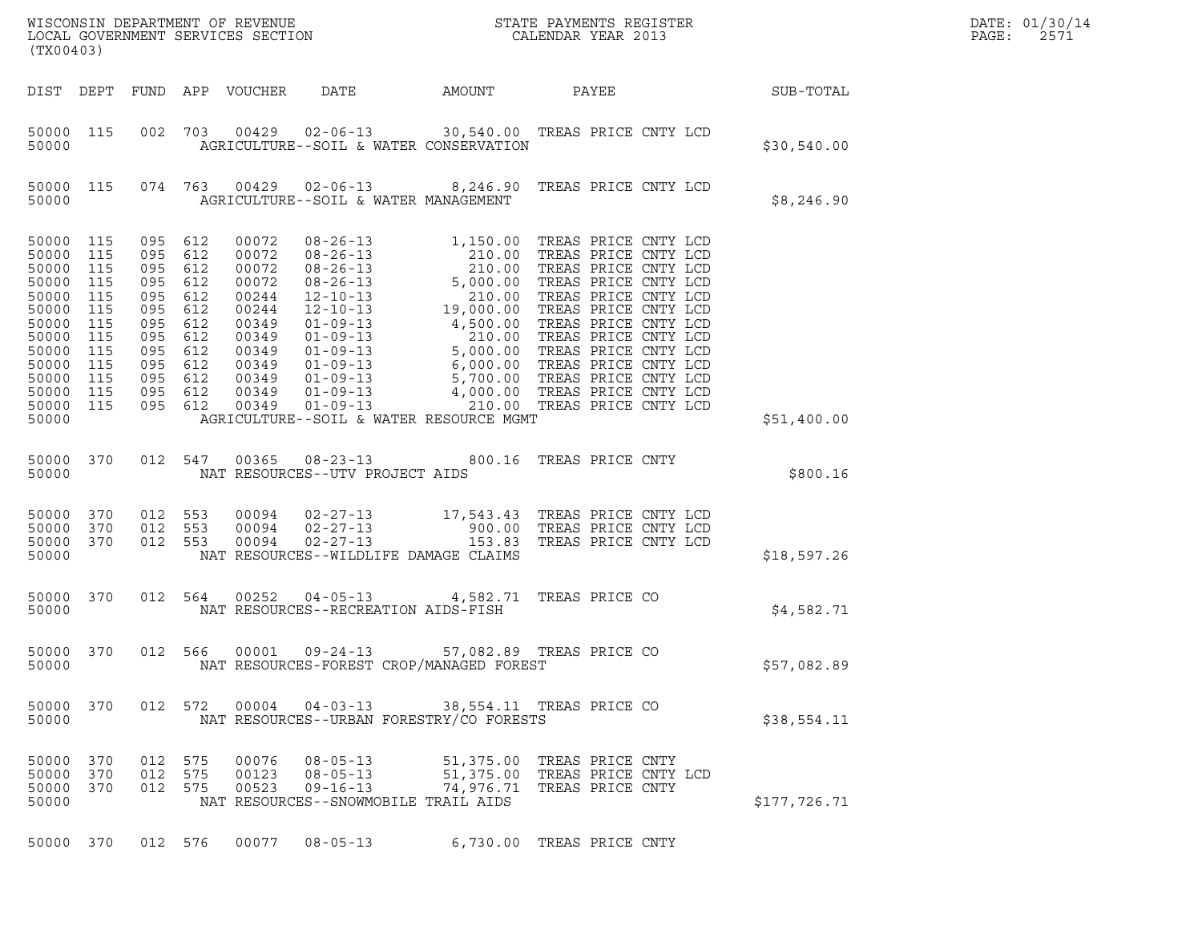WISCONSIN DEPARTMENT OF REVENUE
LOCAL GOVERNMENT SERVICES SECTION
(TX00403)

STATE PAYMENTS REGISTER
CALENDAR YEAR 2013

DATE: 01/30/14
PAGE: 2571

| DIST | DEPT | FUND | APP | VOUCHER | DATE | AMOUNT | PAYEE | SUB-TOTAL |
|---|---|---|---|---|---|---|---|---|
| 50000 | 115 | 002 | 703 | 00429 | 02-06-13 | 30,540.00 | TREAS PRICE CNTY LCD | |
| 50000 | | | | | AGRICULTURE--SOIL & WATER CONSERVATION | | | $30,540.00 |
| 50000 | 115 | 074 | 763 | 00429 | 02-06-13 | 8,246.90 | TREAS PRICE CNTY LCD | |
| 50000 | | | | | AGRICULTURE--SOIL & WATER MANAGEMENT | | | $8,246.90 |
| 50000 | 115 | 095 | 612 | 00072 | 08-26-13 | 1,150.00 | TREAS PRICE CNTY LCD | |
| 50000 | 115 | 095 | 612 | 00072 | 08-26-13 | 210.00 | TREAS PRICE CNTY LCD | |
| 50000 | 115 | 095 | 612 | 00072 | 08-26-13 | 210.00 | TREAS PRICE CNTY LCD | |
| 50000 | 115 | 095 | 612 | 00072 | 08-26-13 | 5,000.00 | TREAS PRICE CNTY LCD | |
| 50000 | 115 | 095 | 612 | 00244 | 12-10-13 | 210.00 | TREAS PRICE CNTY LCD | |
| 50000 | 115 | 095 | 612 | 00244 | 12-10-13 | 19,000.00 | TREAS PRICE CNTY LCD | |
| 50000 | 115 | 095 | 612 | 00349 | 01-09-13 | 4,500.00 | TREAS PRICE CNTY LCD | |
| 50000 | 115 | 095 | 612 | 00349 | 01-09-13 | 210.00 | TREAS PRICE CNTY LCD | |
| 50000 | 115 | 095 | 612 | 00349 | 01-09-13 | 5,000.00 | TREAS PRICE CNTY LCD | |
| 50000 | 115 | 095 | 612 | 00349 | 01-09-13 | 6,000.00 | TREAS PRICE CNTY LCD | |
| 50000 | 115 | 095 | 612 | 00349 | 01-09-13 | 5,700.00 | TREAS PRICE CNTY LCD | |
| 50000 | 115 | 095 | 612 | 00349 | 01-09-13 | 4,000.00 | TREAS PRICE CNTY LCD | |
| 50000 | 115 | 095 | 612 | 00349 | 01-09-13 | 210.00 | TREAS PRICE CNTY LCD | |
| 50000 | | | | | AGRICULTURE--SOIL & WATER RESOURCE MGMT | | | $51,400.00 |
| 50000 | 370 | 012 | 547 | 00365 | 08-23-13 | 800.16 | TREAS PRICE CNTY | |
| 50000 | | | | | NAT RESOURCES--UTV PROJECT AIDS | | | $800.16 |
| 50000 | 370 | 012 | 553 | 00094 | 02-27-13 | 17,543.43 | TREAS PRICE CNTY LCD | |
| 50000 | 370 | 012 | 553 | 00094 | 02-27-13 | 900.00 | TREAS PRICE CNTY LCD | |
| 50000 | 370 | 012 | 553 | 00094 | 02-27-13 | 153.83 | TREAS PRICE CNTY LCD | |
| 50000 | | | | | NAT RESOURCES--WILDLIFE DAMAGE CLAIMS | | | $18,597.26 |
| 50000 | 370 | 012 | 564 | 00252 | 04-05-13 | 4,582.71 | TREAS PRICE CO | |
| 50000 | | | | | NAT RESOURCES--RECREATION AIDS-FISH | | | $4,582.71 |
| 50000 | 370 | 012 | 566 | 00001 | 09-24-13 | 57,082.89 | TREAS PRICE CO | |
| 50000 | | | | | NAT RESOURCES-FOREST CROP/MANAGED FOREST | | | $57,082.89 |
| 50000 | 370 | 012 | 572 | 00004 | 04-03-13 | 38,554.11 | TREAS PRICE CO | |
| 50000 | | | | | NAT RESOURCES--URBAN FORESTRY/CO FORESTS | | | $38,554.11 |
| 50000 | 370 | 012 | 575 | 00076 | 08-05-13 | 51,375.00 | TREAS PRICE CNTY | |
| 50000 | 370 | 012 | 575 | 00123 | 08-05-13 | 51,375.00 | TREAS PRICE CNTY LCD | |
| 50000 | 370 | 012 | 575 | 00523 | 09-16-13 | 74,976.71 | TREAS PRICE CNTY | |
| 50000 | | | | | NAT RESOURCES--SNOWMOBILE TRAIL AIDS | | | $177,726.71 |
| 50000 | 370 | 012 | 576 | 00077 | 08-05-13 | 6,730.00 | TREAS PRICE CNTY | |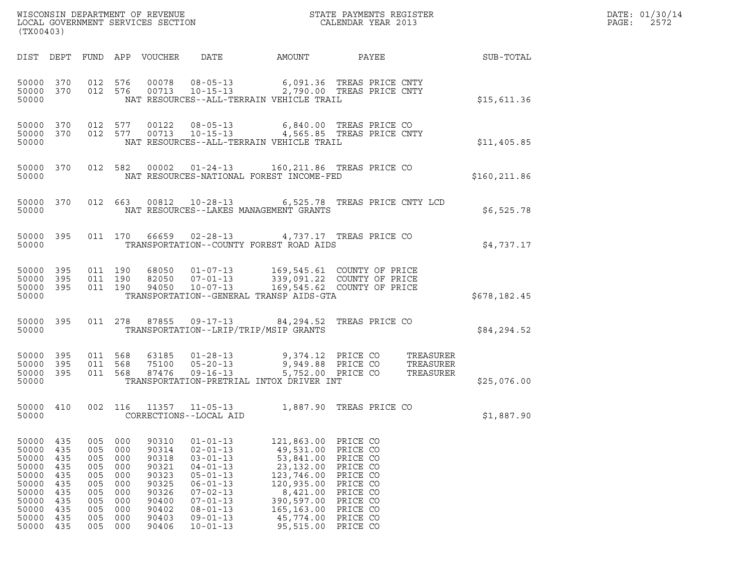WISCONSIN DEPARTMENT OF REVENUE
LOCAL GOVERNMENT SERVICES SECTION
(TX00403)

STATE PAYMENTS REGISTER
CALENDAR YEAR 2013

DATE: 01/30/14
PAGE: 2572

| DIST | DEPT | FUND | APP | VOUCHER | DATE | AMOUNT | PAYEE | SUB-TOTAL |
|---|---|---|---|---|---|---|---|---|
| 50000 | 370 | 012 | 576 | 00078 | 08-05-13 | 6,091.36 | TREAS PRICE CNTY | |
| 50000 | 370 | 012 | 576 | 00713 | 10-15-13 | 2,790.00 | TREAS PRICE CNTY | |
| 50000 | | | | | NAT RESOURCES--ALL-TERRAIN VEHICLE TRAIL | | | $15,611.36 |
| 50000 | 370 | 012 | 577 | 00122 | 08-05-13 | 6,840.00 | TREAS PRICE CO | |
| 50000 | 370 | 012 | 577 | 00713 | 10-15-13 | 4,565.85 | TREAS PRICE CNTY | |
| 50000 | | | | | NAT RESOURCES--ALL-TERRAIN VEHICLE TRAIL | | | $11,405.85 |
| 50000 | 370 | 012 | 582 | 00002 | 01-24-13 | 160,211.86 | TREAS PRICE CO | |
| 50000 | | | | | NAT RESOURCES-NATIONAL FOREST INCOME-FED | | | $160,211.86 |
| 50000 | 370 | 012 | 663 | 00812 | 10-28-13 | 6,525.78 | TREAS PRICE CNTY LCD | |
| 50000 | | | | | NAT RESOURCES--LAKES MANAGEMENT GRANTS | | | $6,525.78 |
| 50000 | 395 | 011 | 170 | 66659 | 02-28-13 | 4,737.17 | TREAS PRICE CO | |
| 50000 | | | | | TRANSPORTATION--COUNTY FOREST ROAD AIDS | | | $4,737.17 |
| 50000 | 395 | 011 | 190 | 68050 | 01-07-13 | 169,545.61 | COUNTY OF PRICE | |
| 50000 | 395 | 011 | 190 | 82050 | 07-01-13 | 339,091.22 | COUNTY OF PRICE | |
| 50000 | 395 | 011 | 190 | 94050 | 10-07-13 | 169,545.62 | COUNTY OF PRICE | |
| 50000 | | | | | TRANSPORTATION--GENERAL TRANSP AIDS-GTA | | | $678,182.45 |
| 50000 | 395 | 011 | 278 | 87855 | 09-17-13 | 84,294.52 | TREAS PRICE CO | |
| 50000 | | | | | TRANSPORTATION--LRIP/TRIP/MSIP GRANTS | | | $84,294.52 |
| 50000 | 395 | 011 | 568 | 63185 | 01-28-13 | 9,374.12 | PRICE CO TREASURER | |
| 50000 | 395 | 011 | 568 | 75100 | 05-20-13 | 9,949.88 | PRICE CO TREASURER | |
| 50000 | 395 | 011 | 568 | 87476 | 09-16-13 | 5,752.00 | PRICE CO TREASURER | |
| 50000 | | | | | TRANSPORTATION-PRETRIAL INTOX DRIVER INT | | | $25,076.00 |
| 50000 | 410 | 002 | 116 | 11357 | 11-05-13 | 1,887.90 | TREAS PRICE CO | |
| 50000 | | | | | CORRECTIONS--LOCAL AID | | | $1,887.90 |
| 50000 | 435 | 005 | 000 | 90310 | 01-01-13 | 121,863.00 | PRICE CO | |
| 50000 | 435 | 005 | 000 | 90314 | 02-01-13 | 49,531.00 | PRICE CO | |
| 50000 | 435 | 005 | 000 | 90318 | 03-01-13 | 53,841.00 | PRICE CO | |
| 50000 | 435 | 005 | 000 | 90321 | 04-01-13 | 23,132.00 | PRICE CO | |
| 50000 | 435 | 005 | 000 | 90323 | 05-01-13 | 123,746.00 | PRICE CO | |
| 50000 | 435 | 005 | 000 | 90325 | 06-01-13 | 120,935.00 | PRICE CO | |
| 50000 | 435 | 005 | 000 | 90326 | 07-02-13 | 8,421.00 | PRICE CO | |
| 50000 | 435 | 005 | 000 | 90400 | 07-01-13 | 390,597.00 | PRICE CO | |
| 50000 | 435 | 005 | 000 | 90402 | 08-01-13 | 165,163.00 | PRICE CO | |
| 50000 | 435 | 005 | 000 | 90403 | 09-01-13 | 45,774.00 | PRICE CO | |
| 50000 | 435 | 005 | 000 | 90406 | 10-01-13 | 95,515.00 | PRICE CO | |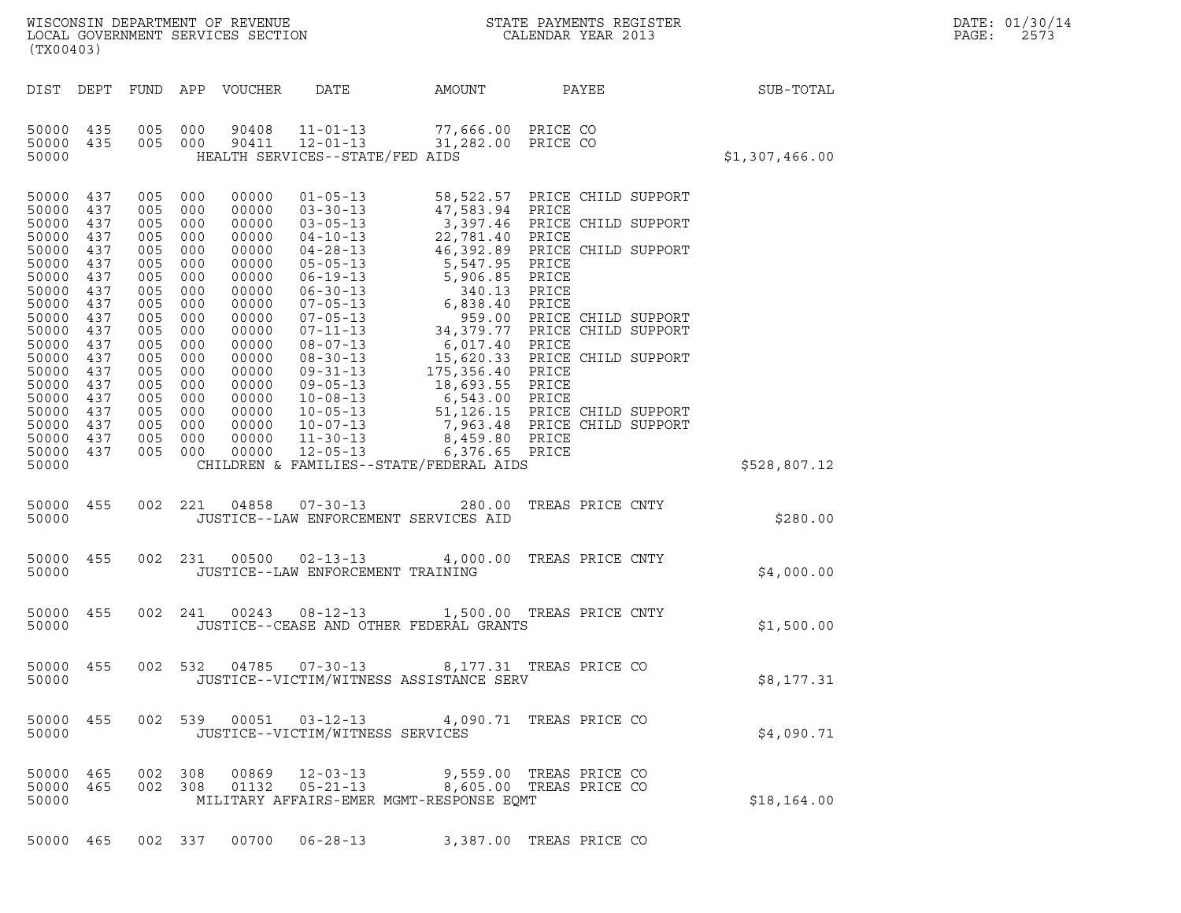WISCONSIN DEPARTMENT OF REVENUE
LOCAL GOVERNMENT SERVICES SECTION
(TX00403)

STATE PAYMENTS REGISTER
CALENDAR YEAR 2013

DATE: 01/30/14
PAGE: 2573

| DIST | DEPT | FUND | APP | VOUCHER | DATE | AMOUNT | PAYEE | SUB-TOTAL |
|---|---|---|---|---|---|---|---|---|
| 50000 | 435 | 005 | 000 | 90408 | 11-01-13 | 77,666.00 | PRICE CO | |
| 50000 | 435 | 005 | 000 | 90411 | 12-01-13 | 31,282.00 | PRICE CO | |
| 50000 | | | | | HEALTH SERVICES--STATE/FED AIDS | | | $1,307,466.00 |
| 50000 | 437 | 005 | 000 | 00000 | 01-05-13 | 58,522.57 | PRICE CHILD SUPPORT | |
| 50000 | 437 | 005 | 000 | 00000 | 03-30-13 | 47,583.94 | PRICE | |
| 50000 | 437 | 005 | 000 | 00000 | 03-05-13 | 3,397.46 | PRICE CHILD SUPPORT | |
| 50000 | 437 | 005 | 000 | 00000 | 04-10-13 | 22,781.40 | PRICE | |
| 50000 | 437 | 005 | 000 | 00000 | 04-28-13 | 46,392.89 | PRICE CHILD SUPPORT | |
| 50000 | 437 | 005 | 000 | 00000 | 05-05-13 | 5,547.95 | PRICE | |
| 50000 | 437 | 005 | 000 | 00000 | 06-19-13 | 5,906.85 | PRICE | |
| 50000 | 437 | 005 | 000 | 00000 | 06-30-13 | 340.13 | PRICE | |
| 50000 | 437 | 005 | 000 | 00000 | 07-05-13 | 6,838.40 | PRICE | |
| 50000 | 437 | 005 | 000 | 00000 | 07-05-13 | 959.00 | PRICE CHILD SUPPORT | |
| 50000 | 437 | 005 | 000 | 00000 | 07-11-13 | 34,379.77 | PRICE CHILD SUPPORT | |
| 50000 | 437 | 005 | 000 | 00000 | 08-07-13 | 6,017.40 | PRICE | |
| 50000 | 437 | 005 | 000 | 00000 | 08-30-13 | 15,620.33 | PRICE CHILD SUPPORT | |
| 50000 | 437 | 005 | 000 | 00000 | 09-31-13 | 175,356.40 | PRICE | |
| 50000 | 437 | 005 | 000 | 00000 | 09-05-13 | 18,693.55 | PRICE | |
| 50000 | 437 | 005 | 000 | 00000 | 10-08-13 | 6,543.00 | PRICE | |
| 50000 | 437 | 005 | 000 | 00000 | 10-05-13 | 51,126.15 | PRICE CHILD SUPPORT | |
| 50000 | 437 | 005 | 000 | 00000 | 10-07-13 | 7,963.48 | PRICE CHILD SUPPORT | |
| 50000 | 437 | 005 | 000 | 00000 | 11-30-13 | 8,459.80 | PRICE | |
| 50000 | 437 | 005 | 000 | 00000 | 12-05-13 | 6,376.65 | PRICE | |
| 50000 | | | | | CHILDREN & FAMILIES--STATE/FEDERAL AIDS | | | $528,807.12 |
| 50000 | 455 | 002 | 221 | 04858 | 07-30-13 | 280.00 | TREAS PRICE CNTY | |
| 50000 | | | | | JUSTICE--LAW ENFORCEMENT SERVICES AID | | | $280.00 |
| 50000 | 455 | 002 | 231 | 00500 | 02-13-13 | 4,000.00 | TREAS PRICE CNTY | |
| 50000 | | | | | JUSTICE--LAW ENFORCEMENT TRAINING | | | $4,000.00 |
| 50000 | 455 | 002 | 241 | 00243 | 08-12-13 | 1,500.00 | TREAS PRICE CNTY | |
| 50000 | | | | | JUSTICE--CEASE AND OTHER FEDERAL GRANTS | | | $1,500.00 |
| 50000 | 455 | 002 | 532 | 04785 | 07-30-13 | 8,177.31 | TREAS PRICE CO | |
| 50000 | | | | | JUSTICE--VICTIM/WITNESS ASSISTANCE SERV | | | $8,177.31 |
| 50000 | 455 | 002 | 539 | 00051 | 03-12-13 | 4,090.71 | TREAS PRICE CO | |
| 50000 | | | | | JUSTICE--VICTIM/WITNESS SERVICES | | | $4,090.71 |
| 50000 | 465 | 002 | 308 | 00869 | 12-03-13 | 9,559.00 | TREAS PRICE CO | |
| 50000 | 465 | 002 | 308 | 01132 | 05-21-13 | 8,605.00 | TREAS PRICE CO | |
| 50000 | | | | | MILITARY AFFAIRS-EMER MGMT-RESPONSE EQMT | | | $18,164.00 |
| 50000 | 465 | 002 | 337 | 00700 | 06-28-13 | 3,387.00 | TREAS PRICE CO | |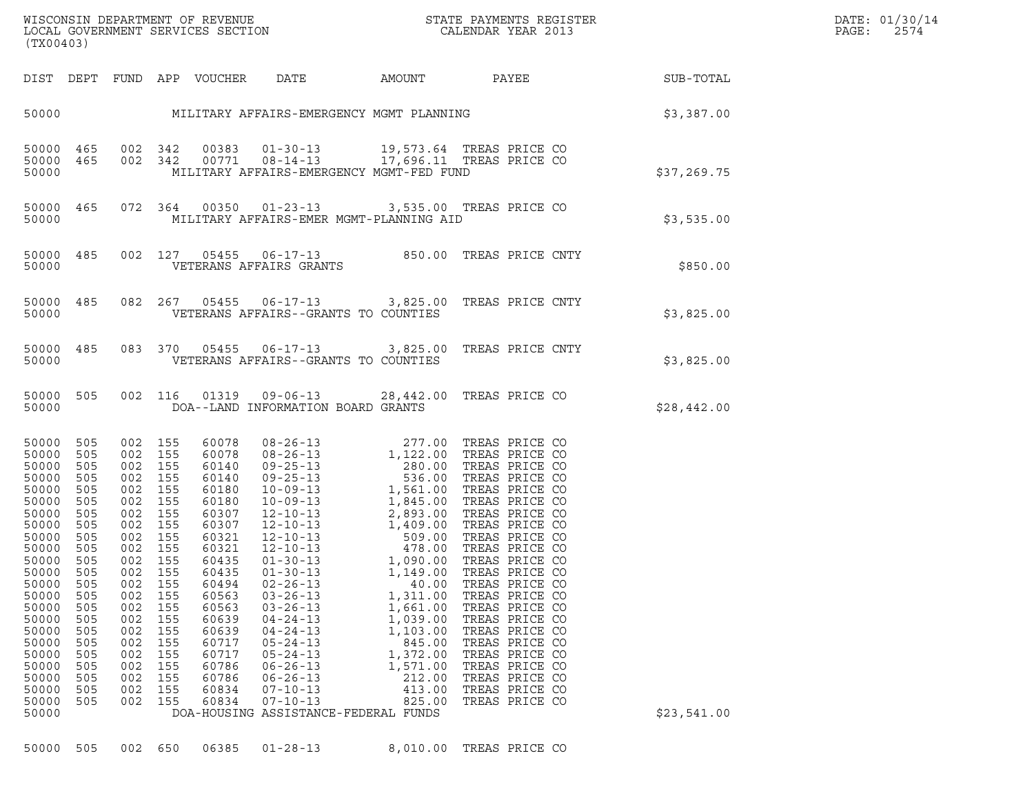WISCONSIN DEPARTMENT OF REVENUE
LOCAL GOVERNMENT SERVICES SECTION
(TX00403)

STATE PAYMENTS REGISTER
CALENDAR YEAR 2013

DATE: 01/30/14

| DIST | DEPT | FUND | APP | VOUCHER | DATE | AMOUNT | PAYEE | SUB-TOTAL |
|---|---|---|---|---|---|---|---|---|
| 50000 | | | | MILITARY AFFAIRS-EMERGENCY MGMT PLANNING | | | | $3,387.00 |
| 50000 | 465 | 002 | 342 | 00383 | 01-30-13 | 19,573.64 | TREAS PRICE CO | |
| 50000 | 465 | 002 | 342 | 00771 | 08-14-13 | 17,696.11 | TREAS PRICE CO | |
| 50000 | | | | MILITARY AFFAIRS-EMERGENCY MGMT-FED FUND | | | | $37,269.75 |
| 50000 | 465 | 072 | 364 | 00350 | 01-23-13 | 3,535.00 | TREAS PRICE CO | |
| 50000 | | | | MILITARY AFFAIRS-EMER MGMT-PLANNING AID | | | | $3,535.00 |
| 50000 | 485 | 002 | 127 | 05455 | 06-17-13 | 850.00 | TREAS PRICE CNTY | |
| 50000 | | | | VETERANS AFFAIRS GRANTS | | | | $850.00 |
| 50000 | 485 | 082 | 267 | 05455 | 06-17-13 | 3,825.00 | TREAS PRICE CNTY | |
| 50000 | | | | VETERANS AFFAIRS--GRANTS TO COUNTIES | | | | $3,825.00 |
| 50000 | 485 | 083 | 370 | 05455 | 06-17-13 | 3,825.00 | TREAS PRICE CNTY | |
| 50000 | | | | VETERANS AFFAIRS--GRANTS TO COUNTIES | | | | $3,825.00 |
| 50000 | 505 | 002 | 116 | 01319 | 09-06-13 | 28,442.00 | TREAS PRICE CO | |
| 50000 | | | | DOA--LAND INFORMATION BOARD GRANTS | | | | $28,442.00 |
| 50000 | 505 | 002 | 155 | 60078 | 08-26-13 | 277.00 | TREAS PRICE CO | |
| 50000 | 505 | 002 | 155 | 60078 | 08-26-13 | 1,122.00 | TREAS PRICE CO | |
| 50000 | 505 | 002 | 155 | 60140 | 09-25-13 | 280.00 | TREAS PRICE CO | |
| 50000 | 505 | 002 | 155 | 60140 | 09-25-13 | 536.00 | TREAS PRICE CO | |
| 50000 | 505 | 002 | 155 | 60180 | 10-09-13 | 1,561.00 | TREAS PRICE CO | |
| 50000 | 505 | 002 | 155 | 60180 | 10-09-13 | 1,845.00 | TREAS PRICE CO | |
| 50000 | 505 | 002 | 155 | 60307 | 12-10-13 | 2,893.00 | TREAS PRICE CO | |
| 50000 | 505 | 002 | 155 | 60307 | 12-10-13 | 1,409.00 | TREAS PRICE CO | |
| 50000 | 505 | 002 | 155 | 60321 | 12-10-13 | 509.00 | TREAS PRICE CO | |
| 50000 | 505 | 002 | 155 | 60321 | 12-10-13 | 478.00 | TREAS PRICE CO | |
| 50000 | 505 | 002 | 155 | 60435 | 01-30-13 | 1,090.00 | TREAS PRICE CO | |
| 50000 | 505 | 002 | 155 | 60435 | 01-30-13 | 1,149.00 | TREAS PRICE CO | |
| 50000 | 505 | 002 | 155 | 60494 | 02-26-13 | 40.00 | TREAS PRICE CO | |
| 50000 | 505 | 002 | 155 | 60563 | 03-26-13 | 1,311.00 | TREAS PRICE CO | |
| 50000 | 505 | 002 | 155 | 60563 | 03-26-13 | 1,661.00 | TREAS PRICE CO | |
| 50000 | 505 | 002 | 155 | 60639 | 04-24-13 | 1,039.00 | TREAS PRICE CO | |
| 50000 | 505 | 002 | 155 | 60639 | 04-24-13 | 1,103.00 | TREAS PRICE CO | |
| 50000 | 505 | 002 | 155 | 60717 | 05-24-13 | 845.00 | TREAS PRICE CO | |
| 50000 | 505 | 002 | 155 | 60717 | 05-24-13 | 1,372.00 | TREAS PRICE CO | |
| 50000 | 505 | 002 | 155 | 60786 | 06-26-13 | 1,571.00 | TREAS PRICE CO | |
| 50000 | 505 | 002 | 155 | 60786 | 06-26-13 | 212.00 | TREAS PRICE CO | |
| 50000 | 505 | 002 | 155 | 60834 | 07-10-13 | 413.00 | TREAS PRICE CO | |
| 50000 | 505 | 002 | 155 | 60834 | 07-10-13 | 825.00 | TREAS PRICE CO | |
| 50000 | | | | DOA-HOUSING ASSISTANCE-FEDERAL FUNDS | | | | $23,541.00 |
| 50000 | 505 | 002 | 650 | 06385 | 01-28-13 | 8,010.00 | TREAS PRICE CO | |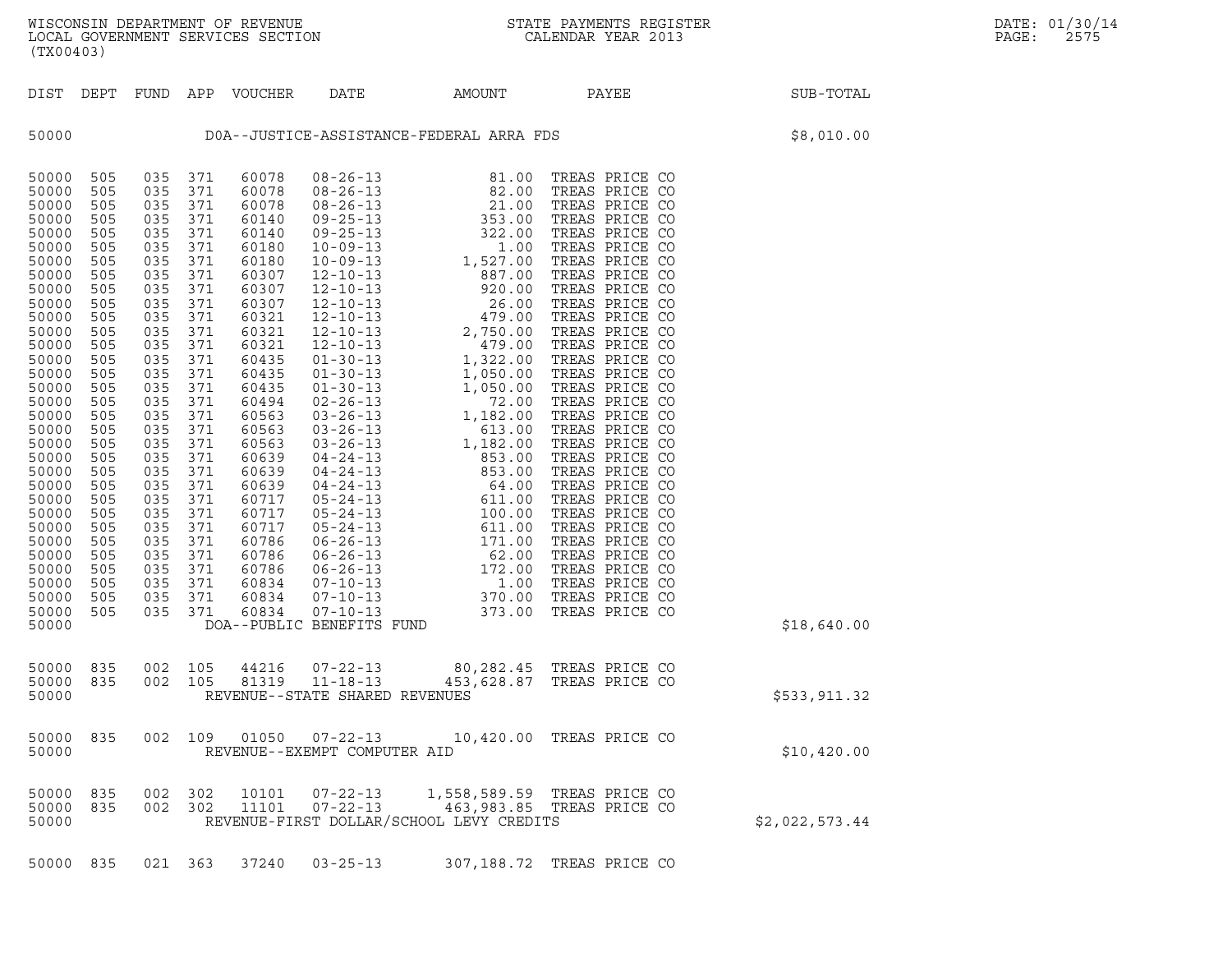WISCONSIN DEPARTMENT OF REVENUE
LOCAL GOVERNMENT SERVICES SECTION
(TX00403)

STATE PAYMENTS REGISTER
CALENDAR YEAR 2013

DATE: 01/30/14
PAGE: 2575

| DIST | DEPT | FUND | APP | VOUCHER | DATE | AMOUNT | PAYEE | SUB-TOTAL |
|---|---|---|---|---|---|---|---|---|
| 50000 | | | | | DOA--JUSTICE-ASSISTANCE-FEDERAL ARRA FDS | | | $8,010.00 |
| 50000 | 505 | 035 | 371 | 60078 | 08-26-13 | 81.00 | TREAS PRICE CO | |
| 50000 | 505 | 035 | 371 | 60078 | 08-26-13 | 82.00 | TREAS PRICE CO | |
| 50000 | 505 | 035 | 371 | 60078 | 08-26-13 | 21.00 | TREAS PRICE CO | |
| 50000 | 505 | 035 | 371 | 60140 | 09-25-13 | 353.00 | TREAS PRICE CO | |
| 50000 | 505 | 035 | 371 | 60140 | 09-25-13 | 322.00 | TREAS PRICE CO | |
| 50000 | 505 | 035 | 371 | 60180 | 10-09-13 | 1.00 | TREAS PRICE CO | |
| 50000 | 505 | 035 | 371 | 60180 | 10-09-13 | 1,527.00 | TREAS PRICE CO | |
| 50000 | 505 | 035 | 371 | 60307 | 12-10-13 | 887.00 | TREAS PRICE CO | |
| 50000 | 505 | 035 | 371 | 60307 | 12-10-13 | 920.00 | TREAS PRICE CO | |
| 50000 | 505 | 035 | 371 | 60307 | 12-10-13 | 26.00 | TREAS PRICE CO | |
| 50000 | 505 | 035 | 371 | 60321 | 12-10-13 | 479.00 | TREAS PRICE CO | |
| 50000 | 505 | 035 | 371 | 60321 | 12-10-13 | 2,750.00 | TREAS PRICE CO | |
| 50000 | 505 | 035 | 371 | 60321 | 12-10-13 | 479.00 | TREAS PRICE CO | |
| 50000 | 505 | 035 | 371 | 60435 | 01-30-13 | 1,322.00 | TREAS PRICE CO | |
| 50000 | 505 | 035 | 371 | 60435 | 01-30-13 | 1,050.00 | TREAS PRICE CO | |
| 50000 | 505 | 035 | 371 | 60435 | 01-30-13 | 1,050.00 | TREAS PRICE CO | |
| 50000 | 505 | 035 | 371 | 60494 | 02-26-13 | 72.00 | TREAS PRICE CO | |
| 50000 | 505 | 035 | 371 | 60563 | 03-26-13 | 1,182.00 | TREAS PRICE CO | |
| 50000 | 505 | 035 | 371 | 60563 | 03-26-13 | 613.00 | TREAS PRICE CO | |
| 50000 | 505 | 035 | 371 | 60563 | 03-26-13 | 1,182.00 | TREAS PRICE CO | |
| 50000 | 505 | 035 | 371 | 60639 | 04-24-13 | 853.00 | TREAS PRICE CO | |
| 50000 | 505 | 035 | 371 | 60639 | 04-24-13 | 853.00 | TREAS PRICE CO | |
| 50000 | 505 | 035 | 371 | 60639 | 04-24-13 | 64.00 | TREAS PRICE CO | |
| 50000 | 505 | 035 | 371 | 60717 | 05-24-13 | 611.00 | TREAS PRICE CO | |
| 50000 | 505 | 035 | 371 | 60717 | 05-24-13 | 100.00 | TREAS PRICE CO | |
| 50000 | 505 | 035 | 371 | 60717 | 05-24-13 | 611.00 | TREAS PRICE CO | |
| 50000 | 505 | 035 | 371 | 60786 | 06-26-13 | 171.00 | TREAS PRICE CO | |
| 50000 | 505 | 035 | 371 | 60786 | 06-26-13 | 62.00 | TREAS PRICE CO | |
| 50000 | 505 | 035 | 371 | 60786 | 06-26-13 | 172.00 | TREAS PRICE CO | |
| 50000 | 505 | 035 | 371 | 60834 | 07-10-13 | 1.00 | TREAS PRICE CO | |
| 50000 | 505 | 035 | 371 | 60834 | 07-10-13 | 370.00 | TREAS PRICE CO | |
| 50000 | 505 | 035 | 371 | 60834 | 07-10-13 | 373.00 | TREAS PRICE CO | |
| 50000 | | | | DOA--PUBLIC BENEFITS FUND | | | | $18,640.00 |
| 50000 | 835 | 002 | 105 | 44216 | 07-22-13 | 80,282.45 | TREAS PRICE CO | |
| 50000 | 835 | 002 | 105 | 81319 | 11-18-13 | 453,628.87 | TREAS PRICE CO | |
| 50000 | | | | REVENUE--STATE SHARED REVENUES | | | | $533,911.32 |
| 50000 | 835 | 002 | 109 | 01050 | 07-22-13 | 10,420.00 | TREAS PRICE CO | |
| 50000 | | | | REVENUE--EXEMPT COMPUTER AID | | | | $10,420.00 |
| 50000 | 835 | 002 | 302 | 10101 | 07-22-13 | 1,558,589.59 | TREAS PRICE CO | |
| 50000 | 835 | 002 | 302 | 11101 | 07-22-13 | 463,983.85 | TREAS PRICE CO | |
| 50000 | | | | REVENUE-FIRST DOLLAR/SCHOOL LEVY CREDITS | | | | $2,022,573.44 |
| 50000 | 835 | 021 | 363 | 37240 | 03-25-13 | 307,188.72 | TREAS PRICE CO | |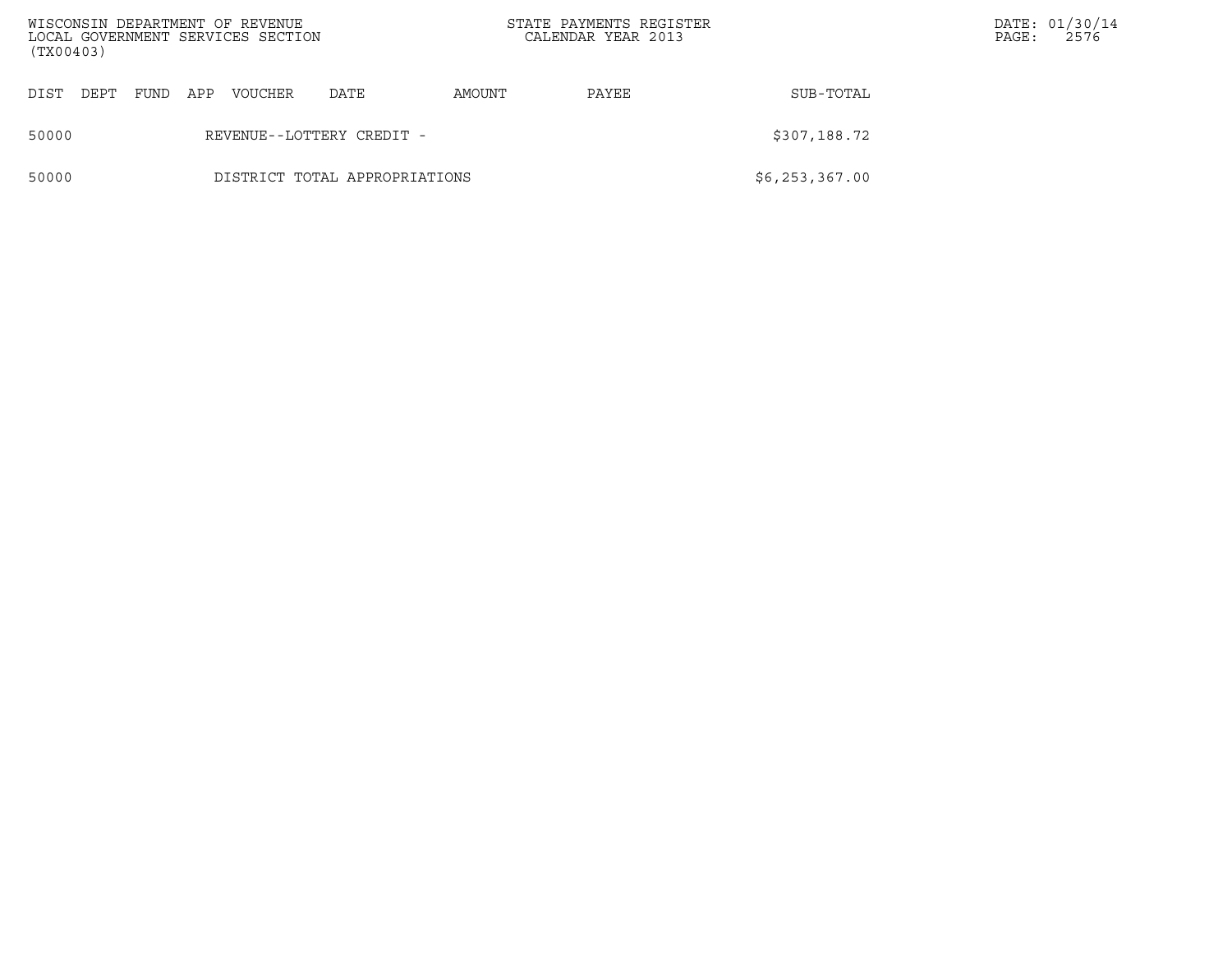| DIST | DEPT | FUND | APP | VOUCHER | DATE | AMOUNT | PAYEE | SUB-TOTAL |
|---|---|---|---|---|---|---|---|---|
| 50000 | | | REVENUE--LOTTERY CREDIT - | | | | | $307,188.72 |
| 50000 | | | DISTRICT TOTAL APPROPRIATIONS | | | | | $6,253,367.00 |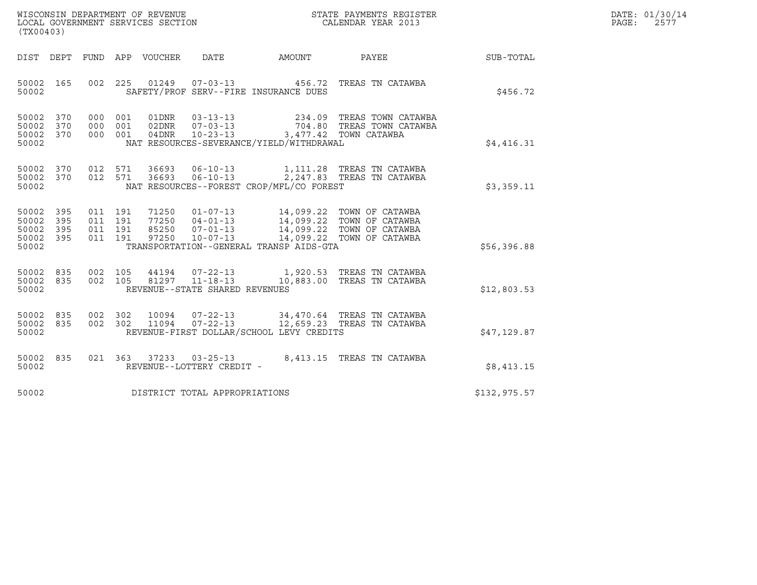WISCONSIN DEPARTMENT OF REVENUE
LOCAL GOVERNMENT SERVICES SECTION
(TX00403)

STATE PAYMENTS REGISTER
CALENDAR YEAR 2013

DATE: 01/30/14

| DIST | DEPT | FUND | APP | VOUCHER | DATE | AMOUNT | PAYEE | SUB-TOTAL |
|---|---|---|---|---|---|---|---|---|
| 50002 | 165 | 002 | 225 | 01249 | 07-03-13 | 456.72 | TREAS TN CATAWBA | |
| 50002 | | | | SAFETY/PROF SERV--FIRE INSURANCE DUES | | | | $456.72 |
| 50002 | 370 | 000 | 001 | 01DNR | 03-13-13 | 234.09 | TREAS TOWN CATAWBA | |
| 50002 | 370 | 000 | 001 | 02DNR | 07-03-13 | 704.80 | TREAS TOWN CATAWBA | |
| 50002 | 370 | 000 | 001 | 04DNR | 10-23-13 | 3,477.42 | TOWN CATAWBA | |
| 50002 | | | | NAT RESOURCES-SEVERANCE/YIELD/WITHDRAWAL | | | | $4,416.31 |
| 50002 | 370 | 012 | 571 | 36693 | 06-10-13 | 1,111.28 | TREAS TN CATAWBA | |
| 50002 | 370 | 012 | 571 | 36693 | 06-10-13 | 2,247.83 | TREAS TN CATAWBA | |
| 50002 | | | | NAT RESOURCES--FOREST CROP/MFL/CO FOREST | | | | $3,359.11 |
| 50002 | 395 | 011 | 191 | 71250 | 01-07-13 | 14,099.22 | TOWN OF CATAWBA | |
| 50002 | 395 | 011 | 191 | 77250 | 04-01-13 | 14,099.22 | TOWN OF CATAWBA | |
| 50002 | 395 | 011 | 191 | 85250 | 07-01-13 | 14,099.22 | TOWN OF CATAWBA | |
| 50002 | 395 | 011 | 191 | 97250 | 10-07-13 | 14,099.22 | TOWN OF CATAWBA | |
| 50002 | | | | TRANSPORTATION--GENERAL TRANSP AIDS-GTA | | | | $56,396.88 |
| 50002 | 835 | 002 | 105 | 44194 | 07-22-13 | 1,920.53 | TREAS TN CATAWBA | |
| 50002 | 835 | 002 | 105 | 81297 | 11-18-13 | 10,883.00 | TREAS TN CATAWBA | |
| 50002 | | | | REVENUE--STATE SHARED REVENUES | | | | $12,803.53 |
| 50002 | 835 | 002 | 302 | 10094 | 07-22-13 | 34,470.64 | TREAS TN CATAWBA | |
| 50002 | 835 | 002 | 302 | 11094 | 07-22-13 | 12,659.23 | TREAS TN CATAWBA | |
| 50002 | | | | REVENUE-FIRST DOLLAR/SCHOOL LEVY CREDITS | | | | $47,129.87 |
| 50002 | 835 | 021 | 363 | 37233 | 03-25-13 | 8,413.15 | TREAS TN CATAWBA | |
| 50002 | | | | REVENUE--LOTTERY CREDIT - | | | | $8,413.15 |
| 50002 | | | | DISTRICT TOTAL APPROPRIATIONS | | | | $132,975.57 |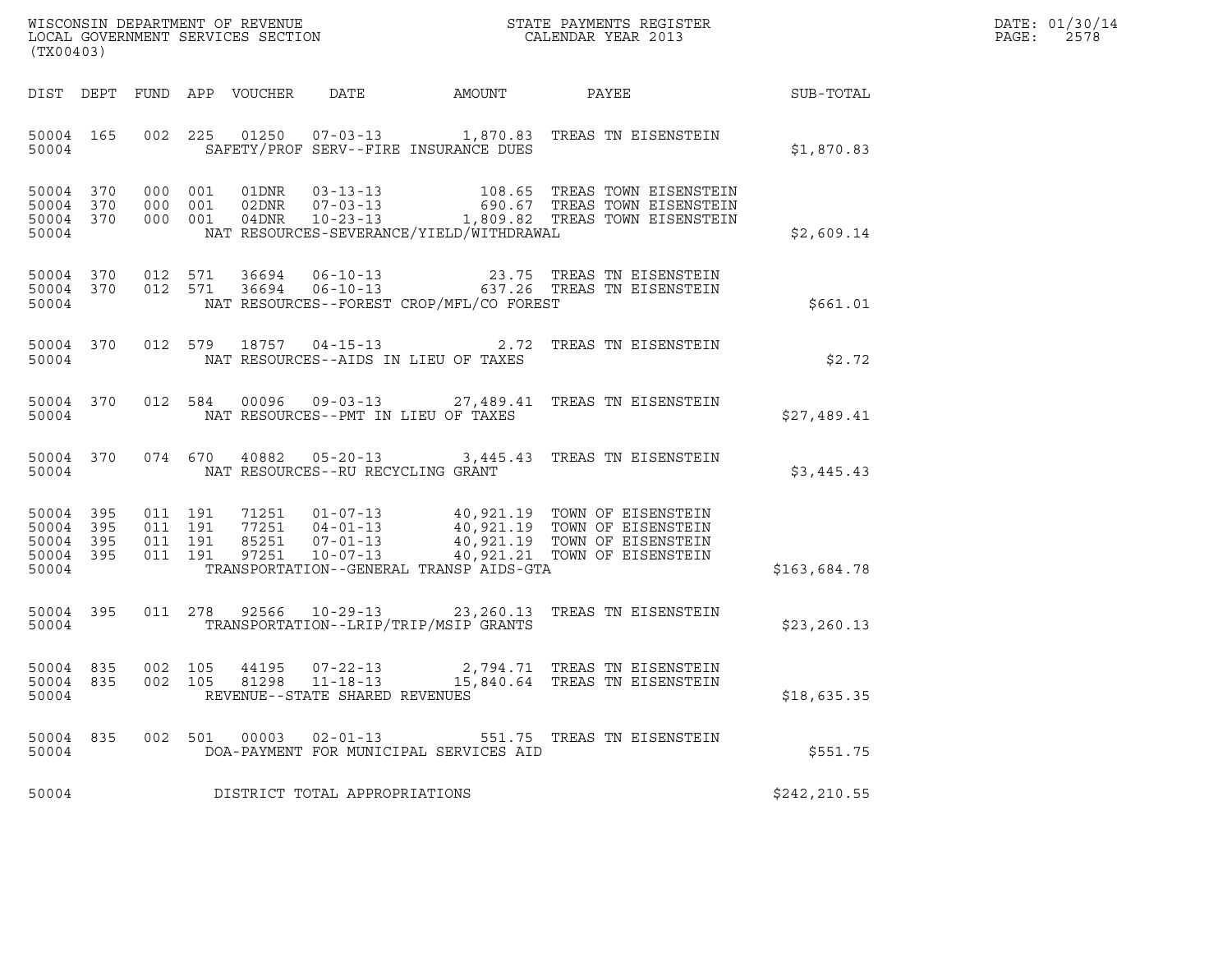WISCONSIN DEPARTMENT OF REVENUE
LOCAL GOVERNMENT SERVICES SECTION
(TX00403)

STATE PAYMENTS REGISTER
CALENDAR YEAR 2013

| DIST | DEPT | FUND | APP | VOUCHER | DATE | AMOUNT | PAYEE | SUB-TOTAL |
|---|---|---|---|---|---|---|---|---|
| 50004 | 165 | 002 | 225 | 01250 | 07-03-13 | 1,870.83 | TREAS TN EISENSTEIN | |
| 50004 | | | | | SAFETY/PROF SERV--FIRE INSURANCE DUES | | | $1,870.83 |
| 50004 | 370 | 000 | 001 | 01DNR | 03-13-13 | 108.65 | TREAS TOWN EISENSTEIN | |
| 50004 | 370 | 000 | 001 | 02DNR | 07-03-13 | 690.67 | TREAS TOWN EISENSTEIN | |
| 50004 | 370 | 000 | 001 | 04DNR | 10-23-13 | 1,809.82 | TREAS TOWN EISENSTEIN | |
| 50004 | | | | | NAT RESOURCES-SEVERANCE/YIELD/WITHDRAWAL | | | $2,609.14 |
| 50004 | 370 | 012 | 571 | 36694 | 06-10-13 | 23.75 | TREAS TN EISENSTEIN | |
| 50004 | 370 | 012 | 571 | 36694 | 06-10-13 | 637.26 | TREAS TN EISENSTEIN | |
| 50004 | | | | | NAT RESOURCES--FOREST CROP/MFL/CO FOREST | | | $661.01 |
| 50004 | 370 | 012 | 579 | 18757 | 04-15-13 | 2.72 | TREAS TN EISENSTEIN | |
| 50004 | | | | | NAT RESOURCES--AIDS IN LIEU OF TAXES | | | $2.72 |
| 50004 | 370 | 012 | 584 | 00096 | 09-03-13 | 27,489.41 | TREAS TN EISENSTEIN | |
| 50004 | | | | | NAT RESOURCES--PMT IN LIEU OF TAXES | | | $27,489.41 |
| 50004 | 370 | 074 | 670 | 40882 | 05-20-13 | 3,445.43 | TREAS TN EISENSTEIN | |
| 50004 | | | | | NAT RESOURCES--RU RECYCLING GRANT | | | $3,445.43 |
| 50004 | 395 | 011 | 191 | 71251 | 01-07-13 | 40,921.19 | TOWN OF EISENSTEIN | |
| 50004 | 395 | 011 | 191 | 77251 | 04-01-13 | 40,921.19 | TOWN OF EISENSTEIN | |
| 50004 | 395 | 011 | 191 | 85251 | 07-01-13 | 40,921.19 | TOWN OF EISENSTEIN | |
| 50004 | 395 | 011 | 191 | 97251 | 10-07-13 | 40,921.21 | TOWN OF EISENSTEIN | |
| 50004 | | | | | TRANSPORTATION--GENERAL TRANSP AIDS-GTA | | | $163,684.78 |
| 50004 | 395 | 011 | 278 | 92566 | 10-29-13 | 23,260.13 | TREAS TN EISENSTEIN | |
| 50004 | | | | | TRANSPORTATION--LRIP/TRIP/MSIP GRANTS | | | $23,260.13 |
| 50004 | 835 | 002 | 105 | 44195 | 07-22-13 | 2,794.71 | TREAS TN EISENSTEIN | |
| 50004 | 835 | 002 | 105 | 81298 | 11-18-13 | 15,840.64 | TREAS TN EISENSTEIN | |
| 50004 | | | | | REVENUE--STATE SHARED REVENUES | | | $18,635.35 |
| 50004 | 835 | 002 | 501 | 00003 | 02-01-13 | 551.75 | TREAS TN EISENSTEIN | |
| 50004 | | | | | DOA-PAYMENT FOR MUNICIPAL SERVICES AID | | | $551.75 |
| 50004 | | | | | DISTRICT TOTAL APPROPRIATIONS | | | $242,210.55 |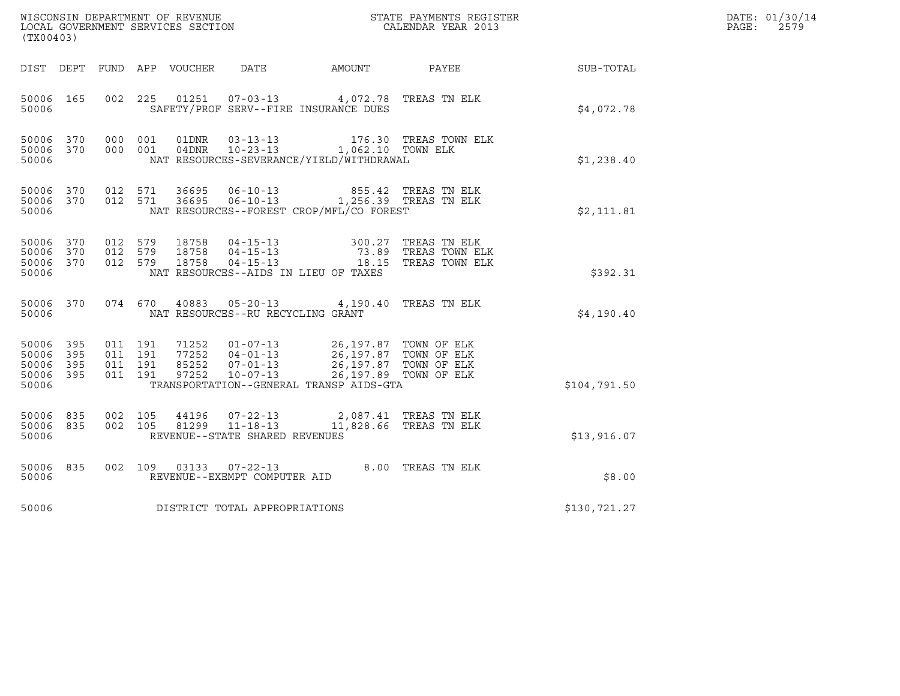WISCONSIN DEPARTMENT OF REVENUE
LOCAL GOVERNMENT SERVICES SECTION
(TX00403)

STATE PAYMENTS REGISTER
CALENDAR YEAR 2013

DATE: 01/30/14
PAGE: 2579

| DIST | DEPT | FUND | APP | VOUCHER | DATE | AMOUNT | PAYEE | SUB-TOTAL |
|---|---|---|---|---|---|---|---|---|
| 50006 | 165 | 002 | 225 | 01251 | 07-03-13 | 4,072.78 | TREAS TN ELK | |
| 50006 | | | | | SAFETY/PROF SERV--FIRE INSURANCE DUES | | | $4,072.78 |
| 50006 | 370 | 000 | 001 | 01DNR | 03-13-13 | 176.30 | TREAS TOWN ELK | |
| 50006 | 370 | 000 | 001 | 04DNR | 10-23-13 | 1,062.10 | TOWN ELK | |
| 50006 | | | | | NAT RESOURCES-SEVERANCE/YIELD/WITHDRAWAL | | | $1,238.40 |
| 50006 | 370 | 012 | 571 | 36695 | 06-10-13 | 855.42 | TREAS TN ELK | |
| 50006 | 370 | 012 | 571 | 36695 | 06-10-13 | 1,256.39 | TREAS TN ELK | |
| 50006 | | | | | NAT RESOURCES--FOREST CROP/MFL/CO FOREST | | | $2,111.81 |
| 50006 | 370 | 012 | 579 | 18758 | 04-15-13 | 300.27 | TREAS TN ELK | |
| 50006 | 370 | 012 | 579 | 18758 | 04-15-13 | 73.89 | TREAS TOWN ELK | |
| 50006 | 370 | 012 | 579 | 18758 | 04-15-13 | 18.15 | TREAS TOWN ELK | |
| 50006 | | | | | NAT RESOURCES--AIDS IN LIEU OF TAXES | | | $392.31 |
| 50006 | 370 | 074 | 670 | 40883 | 05-20-13 | 4,190.40 | TREAS TN ELK | |
| 50006 | | | | | NAT RESOURCES--RU RECYCLING GRANT | | | $4,190.40 |
| 50006 | 395 | 011 | 191 | 71252 | 01-07-13 | 26,197.87 | TOWN OF ELK | |
| 50006 | 395 | 011 | 191 | 77252 | 04-01-13 | 26,197.87 | TOWN OF ELK | |
| 50006 | 395 | 011 | 191 | 85252 | 07-01-13 | 26,197.87 | TOWN OF ELK | |
| 50006 | 395 | 011 | 191 | 97252 | 10-07-13 | 26,197.89 | TOWN OF ELK | |
| 50006 | | | | | TRANSPORTATION--GENERAL TRANSP AIDS-GTA | | | $104,791.50 |
| 50006 | 835 | 002 | 105 | 44196 | 07-22-13 | 2,087.41 | TREAS TN ELK | |
| 50006 | 835 | 002 | 105 | 81299 | 11-18-13 | 11,828.66 | TREAS TN ELK | |
| 50006 | | | | | REVENUE--STATE SHARED REVENUES | | | $13,916.07 |
| 50006 | 835 | 002 | 109 | 03133 | 07-22-13 | 8.00 | TREAS TN ELK | |
| 50006 | | | | | REVENUE--EXEMPT COMPUTER AID | | | $8.00 |
| 50006 | | | | | DISTRICT TOTAL APPROPRIATIONS | | | $130,721.27 |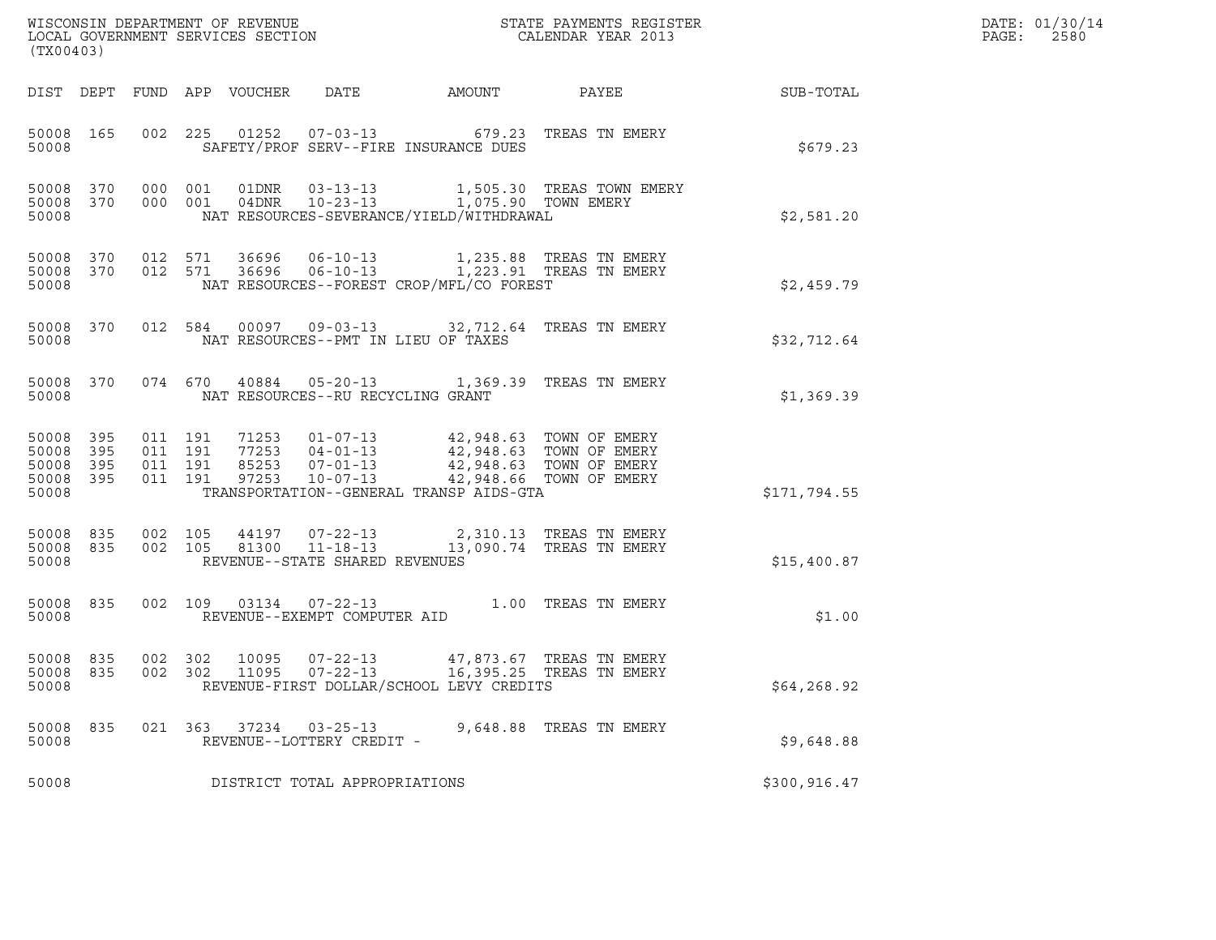WISCONSIN DEPARTMENT OF REVENUE
LOCAL GOVERNMENT SERVICES SECTION
(TX00403)

STATE PAYMENTS REGISTER
CALENDAR YEAR 2013

DATE: 01/30/14

| DIST | DEPT | FUND | APP | VOUCHER | DATE | AMOUNT | PAYEE | SUB-TOTAL |
|---|---|---|---|---|---|---|---|---|
| 50008 | 165 | 002 | 225 | 01252 | 07-03-13 | 679.23 | TREAS TN EMERY | |
| 50008 | | | | SAFETY/PROF SERV--FIRE INSURANCE DUES | | | | $679.23 |
| 50008 | 370 | 000 | 001 | 01DNR | 03-13-13 | 1,505.30 | TREAS TOWN EMERY | |
| 50008 | 370 | 000 | 001 | 04DNR | 10-23-13 | 1,075.90 | TOWN EMERY | |
| 50008 | | | | NAT RESOURCES-SEVERANCE/YIELD/WITHDRAWAL | | | | $2,581.20 |
| 50008 | 370 | 012 | 571 | 36696 | 06-10-13 | 1,235.88 | TREAS TN EMERY | |
| 50008 | 370 | 012 | 571 | 36696 | 06-10-13 | 1,223.91 | TREAS TN EMERY | |
| 50008 | | | | NAT RESOURCES--FOREST CROP/MFL/CO FOREST | | | | $2,459.79 |
| 50008 | 370 | 012 | 584 | 00097 | 09-03-13 | 32,712.64 | TREAS TN EMERY | |
| 50008 | | | | NAT RESOURCES--PMT IN LIEU OF TAXES | | | | $32,712.64 |
| 50008 | 370 | 074 | 670 | 40884 | 05-20-13 | 1,369.39 | TREAS TN EMERY | |
| 50008 | | | | NAT RESOURCES--RU RECYCLING GRANT | | | | $1,369.39 |
| 50008 | 395 | 011 | 191 | 71253 | 01-07-13 | 42,948.63 | TOWN OF EMERY | |
| 50008 | 395 | 011 | 191 | 77253 | 04-01-13 | 42,948.63 | TOWN OF EMERY | |
| 50008 | 395 | 011 | 191 | 85253 | 07-01-13 | 42,948.63 | TOWN OF EMERY | |
| 50008 | 395 | 011 | 191 | 97253 | 10-07-13 | 42,948.66 | TOWN OF EMERY | |
| 50008 | | | | TRANSPORTATION--GENERAL TRANSP AIDS-GTA | | | | $171,794.55 |
| 50008 | 835 | 002 | 105 | 44197 | 07-22-13 | 2,310.13 | TREAS TN EMERY | |
| 50008 | 835 | 002 | 105 | 81300 | 11-18-13 | 13,090.74 | TREAS TN EMERY | |
| 50008 | | | | REVENUE--STATE SHARED REVENUES | | | | $15,400.87 |
| 50008 | 835 | 002 | 109 | 03134 | 07-22-13 | 1.00 | TREAS TN EMERY | |
| 50008 | | | | REVENUE--EXEMPT COMPUTER AID | | | | $1.00 |
| 50008 | 835 | 002 | 302 | 10095 | 07-22-13 | 47,873.67 | TREAS TN EMERY | |
| 50008 | 835 | 002 | 302 | 11095 | 07-22-13 | 16,395.25 | TREAS TN EMERY | |
| 50008 | | | | REVENUE-FIRST DOLLAR/SCHOOL LEVY CREDITS | | | | $64,268.92 |
| 50008 | 835 | 021 | 363 | 37234 | 03-25-13 | 9,648.88 | TREAS TN EMERY | |
| 50008 | | | | REVENUE--LOTTERY CREDIT - | | | | $9,648.88 |
| 50008 | | | | DISTRICT TOTAL APPROPRIATIONS | | | | $300,916.47 |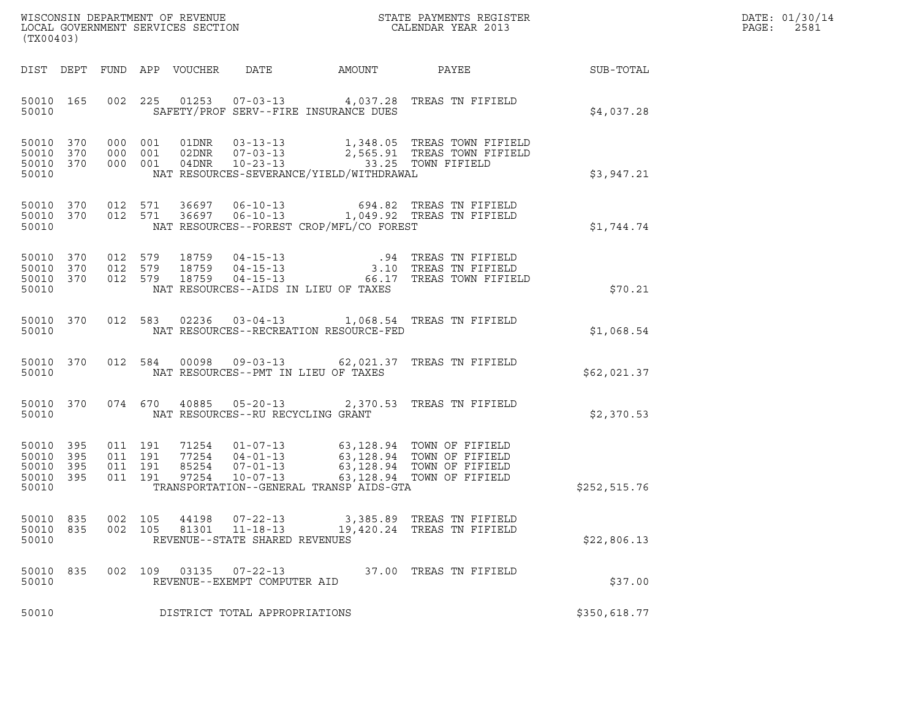WISCONSIN DEPARTMENT OF REVENUE
LOCAL GOVERNMENT SERVICES SECTION
(TX00403)

STATE PAYMENTS REGISTER
CALENDAR YEAR 2013

DATE: 01/30/14
PAGE: 2581

| DIST | DEPT | FUND | APP | VOUCHER | DATE | AMOUNT | PAYEE | SUB-TOTAL |
|---|---|---|---|---|---|---|---|---|
| 50010 | 165 | 002 | 225 | 01253 | 07-03-13 | 4,037.28 | TREAS TN FIFIELD | |
| 50010 | | | | SAFETY/PROF SERV--FIRE INSURANCE DUES | | | | $4,037.28 |
| 50010 | 370 | 000 | 001 | 01DNR | 03-13-13 | 1,348.05 | TREAS TOWN FIFIELD | |
| 50010 | 370 | 000 | 001 | 02DNR | 07-03-13 | 2,565.91 | TREAS TOWN FIFIELD | |
| 50010 | 370 | 000 | 001 | 04DNR | 10-23-13 | 33.25 | TOWN FIFIELD | |
| 50010 | | | | NAT RESOURCES-SEVERANCE/YIELD/WITHDRAWAL | | | | $3,947.21 |
| 50010 | 370 | 012 | 571 | 36697 | 06-10-13 | 694.82 | TREAS TN FIFIELD | |
| 50010 | 370 | 012 | 571 | 36697 | 06-10-13 | 1,049.92 | TREAS TN FIFIELD | |
| 50010 | | | | NAT RESOURCES--FOREST CROP/MFL/CO FOREST | | | | $1,744.74 |
| 50010 | 370 | 012 | 579 | 18759 | 04-15-13 | .94 | TREAS TN FIFIELD | |
| 50010 | 370 | 012 | 579 | 18759 | 04-15-13 | 3.10 | TREAS TN FIFIELD | |
| 50010 | 370 | 012 | 579 | 18759 | 04-15-13 | 66.17 | TREAS TOWN FIFIELD | |
| 50010 | | | | NAT RESOURCES--AIDS IN LIEU OF TAXES | | | | $70.21 |
| 50010 | 370 | 012 | 583 | 02236 | 03-04-13 | 1,068.54 | TREAS TN FIFIELD | |
| 50010 | | | | NAT RESOURCES--RECREATION RESOURCE-FED | | | | $1,068.54 |
| 50010 | 370 | 012 | 584 | 00098 | 09-03-13 | 62,021.37 | TREAS TN FIFIELD | |
| 50010 | | | | NAT RESOURCES--PMT IN LIEU OF TAXES | | | | $62,021.37 |
| 50010 | 370 | 074 | 670 | 40885 | 05-20-13 | 2,370.53 | TREAS TN FIFIELD | |
| 50010 | | | | NAT RESOURCES--RU RECYCLING GRANT | | | | $2,370.53 |
| 50010 | 395 | 011 | 191 | 71254 | 01-07-13 | 63,128.94 | TOWN OF FIFIELD | |
| 50010 | 395 | 011 | 191 | 77254 | 04-01-13 | 63,128.94 | TOWN OF FIFIELD | |
| 50010 | 395 | 011 | 191 | 85254 | 07-01-13 | 63,128.94 | TOWN OF FIFIELD | |
| 50010 | 395 | 011 | 191 | 97254 | 10-07-13 | 63,128.94 | TOWN OF FIFIELD | |
| 50010 | | | | TRANSPORTATION--GENERAL TRANSP AIDS-GTA | | | | $252,515.76 |
| 50010 | 835 | 002 | 105 | 44198 | 07-22-13 | 3,385.89 | TREAS TN FIFIELD | |
| 50010 | 835 | 002 | 105 | 81301 | 11-18-13 | 19,420.24 | TREAS TN FIFIELD | |
| 50010 | | | | REVENUE--STATE SHARED REVENUES | | | | $22,806.13 |
| 50010 | 835 | 002 | 109 | 03135 | 07-22-13 | 37.00 | TREAS TN FIFIELD | |
| 50010 | | | | REVENUE--EXEMPT COMPUTER AID | | | | $37.00 |
| 50010 | | | | DISTRICT TOTAL APPROPRIATIONS | | | | $350,618.77 |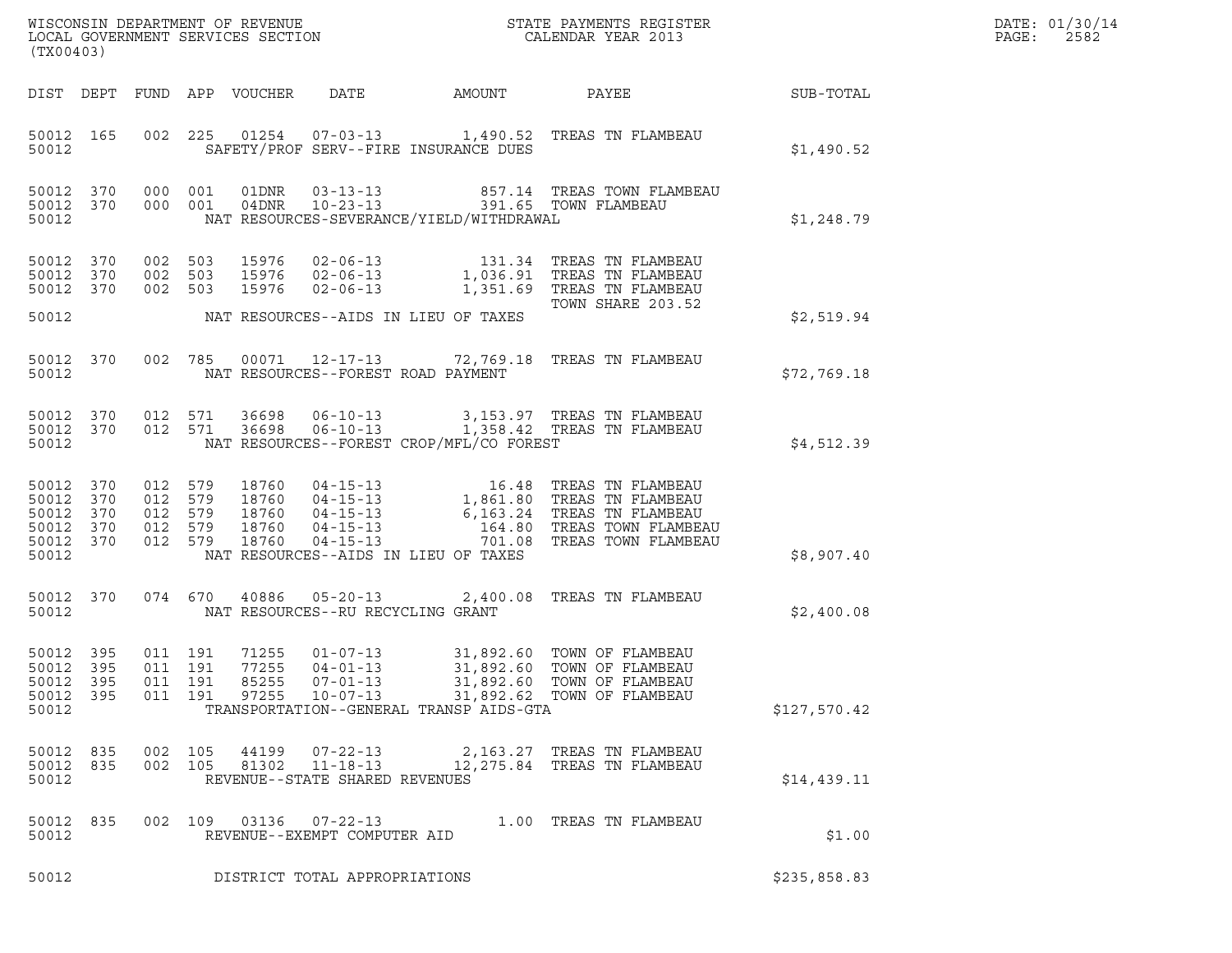WISCONSIN DEPARTMENT OF REVENUE
LOCAL GOVERNMENT SERVICES SECTION
(TX00403)

STATE PAYMENTS REGISTER
CALENDAR YEAR 2013

DATE: 01/30/14
PAGE: 2582

| DIST | DEPT | FUND | APP | VOUCHER | DATE | AMOUNT | PAYEE | SUB-TOTAL |
|---|---|---|---|---|---|---|---|---|
| 50012 | 165 | 002 | 225 | 01254 | 07-03-13 | 1,490.52 | TREAS TN FLAMBEAU | |
| 50012 | | | | SAFETY/PROF SERV--FIRE INSURANCE DUES | | | | $1,490.52 |
| 50012 | 370 | 000 | 001 | 01DNR | 03-13-13 | 857.14 | TREAS TOWN FLAMBEAU | |
| 50012 | 370 | 000 | 001 | 04DNR | 10-23-13 | 391.65 | TOWN FLAMBEAU | |
| 50012 | | | | NAT RESOURCES-SEVERANCE/YIELD/WITHDRAWAL | | | | $1,248.79 |
| 50012 | 370 | 002 | 503 | 15976 | 02-06-13 | 131.34 | TREAS TN FLAMBEAU | |
| 50012 | 370 | 002 | 503 | 15976 | 02-06-13 | 1,036.91 | TREAS TN FLAMBEAU | |
| 50012 | 370 | 002 | 503 | 15976 | 02-06-13 | 1,351.69 | TREAS TN FLAMBEAU TOWN SHARE 203.52 | |
| 50012 | | | | NAT RESOURCES--AIDS IN LIEU OF TAXES | | | | $2,519.94 |
| 50012 | 370 | 002 | 785 | 00071 | 12-17-13 | 72,769.18 | TREAS TN FLAMBEAU | |
| 50012 | | | | NAT RESOURCES--FOREST ROAD PAYMENT | | | | $72,769.18 |
| 50012 | 370 | 012 | 571 | 36698 | 06-10-13 | 3,153.97 | TREAS TN FLAMBEAU | |
| 50012 | 370 | 012 | 571 | 36698 | 06-10-13 | 1,358.42 | TREAS TN FLAMBEAU | |
| 50012 | | | | NAT RESOURCES--FOREST CROP/MFL/CO FOREST | | | | $4,512.39 |
| 50012 | 370 | 012 | 579 | 18760 | 04-15-13 | 16.48 | TREAS TN FLAMBEAU | |
| 50012 | 370 | 012 | 579 | 18760 | 04-15-13 | 1,861.80 | TREAS TN FLAMBEAU | |
| 50012 | 370 | 012 | 579 | 18760 | 04-15-13 | 6,163.24 | TREAS TN FLAMBEAU | |
| 50012 | 370 | 012 | 579 | 18760 | 04-15-13 | 164.80 | TREAS TOWN FLAMBEAU | |
| 50012 | 370 | 012 | 579 | 18760 | 04-15-13 | 701.08 | TREAS TOWN FLAMBEAU | |
| 50012 | | | | NAT RESOURCES--AIDS IN LIEU OF TAXES | | | | $8,907.40 |
| 50012 | 370 | 074 | 670 | 40886 | 05-20-13 | 2,400.08 | TREAS TN FLAMBEAU | |
| 50012 | | | | NAT RESOURCES--RU RECYCLING GRANT | | | | $2,400.08 |
| 50012 | 395 | 011 | 191 | 71255 | 01-07-13 | 31,892.60 | TOWN OF FLAMBEAU | |
| 50012 | 395 | 011 | 191 | 77255 | 04-01-13 | 31,892.60 | TOWN OF FLAMBEAU | |
| 50012 | 395 | 011 | 191 | 85255 | 07-01-13 | 31,892.60 | TOWN OF FLAMBEAU | |
| 50012 | 395 | 011 | 191 | 97255 | 10-07-13 | 31,892.62 | TOWN OF FLAMBEAU | |
| 50012 | | | | TRANSPORTATION--GENERAL TRANSP AIDS-GTA | | | | $127,570.42 |
| 50012 | 835 | 002 | 105 | 44199 | 07-22-13 | 2,163.27 | TREAS TN FLAMBEAU | |
| 50012 | 835 | 002 | 105 | 81302 | 11-18-13 | 12,275.84 | TREAS TN FLAMBEAU | |
| 50012 | | | | REVENUE--STATE SHARED REVENUES | | | | $14,439.11 |
| 50012 | 835 | 002 | 109 | 03136 | 07-22-13 | 1.00 | TREAS TN FLAMBEAU | |
| 50012 | | | | REVENUE--EXEMPT COMPUTER AID | | | | $1.00 |
| 50012 | | | | DISTRICT TOTAL APPROPRIATIONS | | | | $235,858.83 |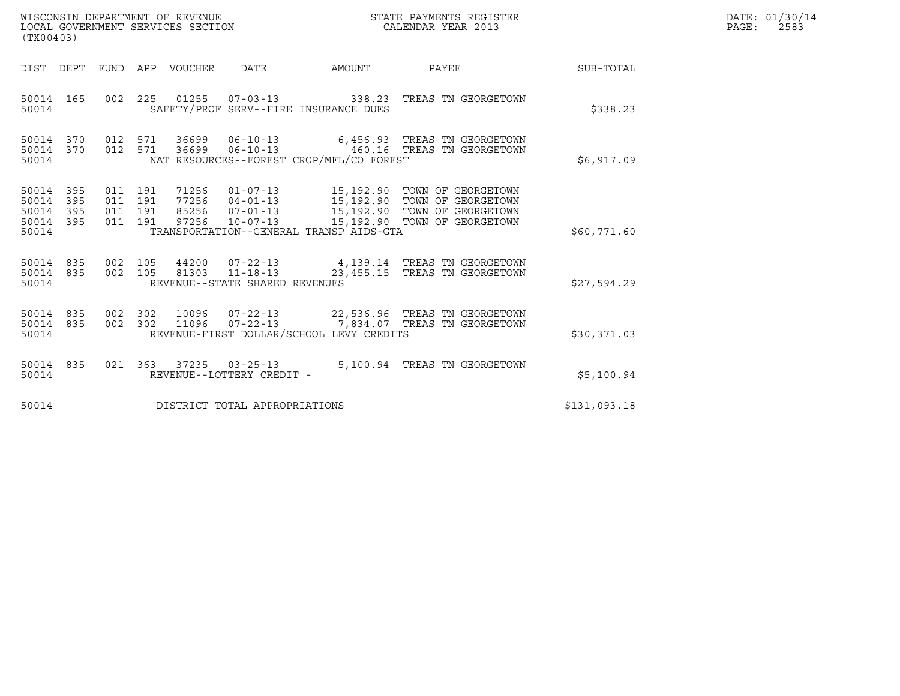WISCONSIN DEPARTMENT OF REVENUE
LOCAL GOVERNMENT SERVICES SECTION
(TX00403)

STATE PAYMENTS REGISTER
CALENDAR YEAR 2013

| DIST | DEPT | FUND | APP | VOUCHER | DATE | AMOUNT | PAYEE | SUB-TOTAL |
|---|---|---|---|---|---|---|---|---|
| 50014 | 165 | 002 | 225 | 01255 | 07-03-13 | 338.23 | TREAS TN GEORGETOWN | |
| 50014 | | | | | SAFETY/PROF SERV--FIRE INSURANCE DUES | | | $338.23 |
| 50014 | 370 | 012 | 571 | 36699 | 06-10-13 | 6,456.93 | TREAS TN GEORGETOWN | |
| 50014 | 370 | 012 | 571 | 36699 | 06-10-13 | 460.16 | TREAS TN GEORGETOWN | |
| 50014 | | | | | NAT RESOURCES--FOREST CROP/MFL/CO FOREST | | | $6,917.09 |
| 50014 | 395 | 011 | 191 | 71256 | 01-07-13 | 15,192.90 | TOWN OF GEORGETOWN | |
| 50014 | 395 | 011 | 191 | 77256 | 04-01-13 | 15,192.90 | TOWN OF GEORGETOWN | |
| 50014 | 395 | 011 | 191 | 85256 | 07-01-13 | 15,192.90 | TOWN OF GEORGETOWN | |
| 50014 | 395 | 011 | 191 | 97256 | 10-07-13 | 15,192.90 | TOWN OF GEORGETOWN | |
| 50014 | | | | | TRANSPORTATION--GENERAL TRANSP AIDS-GTA | | | $60,771.60 |
| 50014 | 835 | 002 | 105 | 44200 | 07-22-13 | 4,139.14 | TREAS TN GEORGETOWN | |
| 50014 | 835 | 002 | 105 | 81303 | 11-18-13 | 23,455.15 | TREAS TN GEORGETOWN | |
| 50014 | | | | | REVENUE--STATE SHARED REVENUES | | | $27,594.29 |
| 50014 | 835 | 002 | 302 | 10096 | 07-22-13 | 22,536.96 | TREAS TN GEORGETOWN | |
| 50014 | 835 | 002 | 302 | 11096 | 07-22-13 | 7,834.07 | TREAS TN GEORGETOWN | |
| 50014 | | | | | REVENUE-FIRST DOLLAR/SCHOOL LEVY CREDITS | | | $30,371.03 |
| 50014 | 835 | 021 | 363 | 37235 | 03-25-13 | 5,100.94 | TREAS TN GEORGETOWN | |
| 50014 | | | | | REVENUE--LOTTERY CREDIT - | | | $5,100.94 |
| 50014 | | | | | DISTRICT TOTAL APPROPRIATIONS | | | $131,093.18 |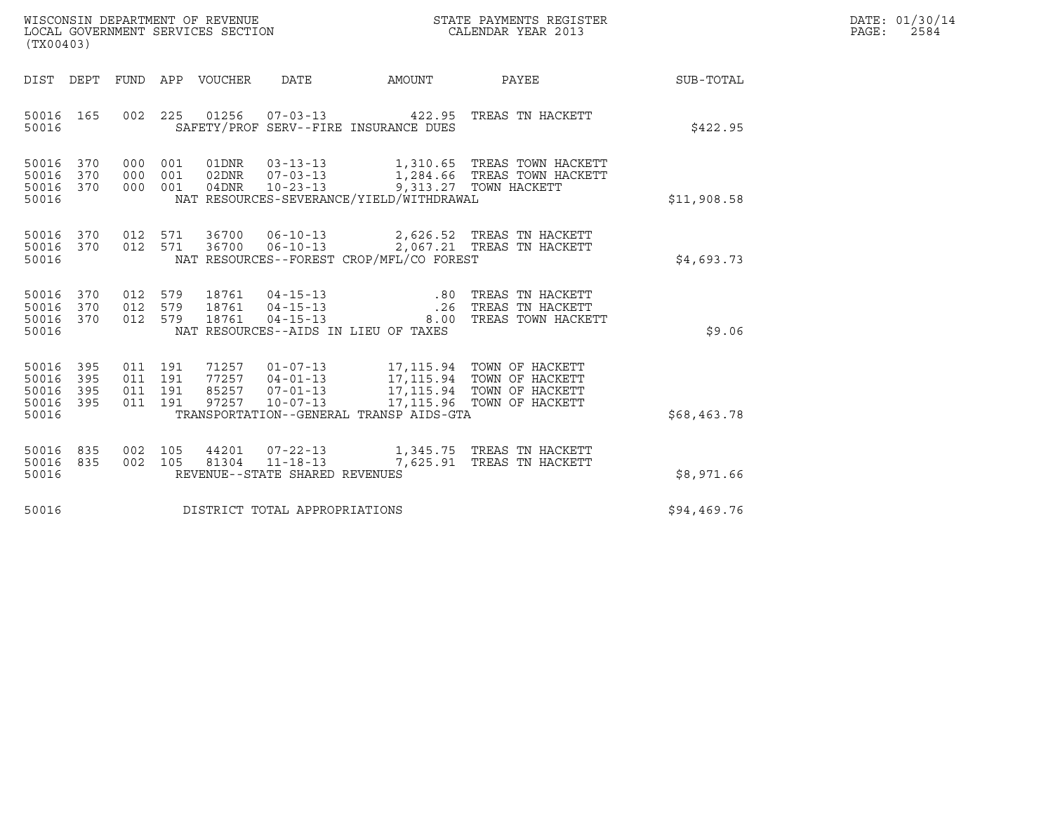WISCONSIN DEPARTMENT OF REVENUE
LOCAL GOVERNMENT SERVICES SECTION
(TX00403)

STATE PAYMENTS REGISTER
CALENDAR YEAR 2013

DATE: 01/30/14

| DIST | DEPT | FUND | APP | VOUCHER | DATE | AMOUNT | PAYEE | SUB-TOTAL |
|---|---|---|---|---|---|---|---|---|
| 50016 | 165 | 002 | 225 | 01256 | 07-03-13 | 422.95 | TREAS TN HACKETT | |
| 50016 | | | | | SAFETY/PROF SERV--FIRE INSURANCE DUES | | | $422.95 |
| 50016 | 370 | 000 | 001 | 01DNR | 03-13-13 | 1,310.65 | TREAS TOWN HACKETT | |
| 50016 | 370 | 000 | 001 | 02DNR | 07-03-13 | 1,284.66 | TREAS TOWN HACKETT | |
| 50016 | 370 | 000 | 001 | 04DNR | 10-23-13 | 9,313.27 | TOWN HACKETT | |
| 50016 | | | | | NAT RESOURCES-SEVERANCE/YIELD/WITHDRAWAL | | | $11,908.58 |
| 50016 | 370 | 012 | 571 | 36700 | 06-10-13 | 2,626.52 | TREAS TN HACKETT | |
| 50016 | 370 | 012 | 571 | 36700 | 06-10-13 | 2,067.21 | TREAS TN HACKETT | |
| 50016 | | | | | NAT RESOURCES--FOREST CROP/MFL/CO FOREST | | | $4,693.73 |
| 50016 | 370 | 012 | 579 | 18761 | 04-15-13 | .80 | TREAS TN HACKETT | |
| 50016 | 370 | 012 | 579 | 18761 | 04-15-13 | .26 | TREAS TN HACKETT | |
| 50016 | 370 | 012 | 579 | 18761 | 04-15-13 | 8.00 | TREAS TOWN HACKETT | |
| 50016 | | | | | NAT RESOURCES--AIDS IN LIEU OF TAXES | | | $9.06 |
| 50016 | 395 | 011 | 191 | 71257 | 01-07-13 | 17,115.94 | TOWN OF HACKETT | |
| 50016 | 395 | 011 | 191 | 77257 | 04-01-13 | 17,115.94 | TOWN OF HACKETT | |
| 50016 | 395 | 011 | 191 | 85257 | 07-01-13 | 17,115.94 | TOWN OF HACKETT | |
| 50016 | 395 | 011 | 191 | 97257 | 10-07-13 | 17,115.96 | TOWN OF HACKETT | |
| 50016 | | | | | TRANSPORTATION--GENERAL TRANSP AIDS-GTA | | | $68,463.78 |
| 50016 | 835 | 002 | 105 | 44201 | 07-22-13 | 1,345.75 | TREAS TN HACKETT | |
| 50016 | 835 | 002 | 105 | 81304 | 11-18-13 | 7,625.91 | TREAS TN HACKETT | |
| 50016 | | | | | REVENUE--STATE SHARED REVENUES | | | $8,971.66 |
| 50016 | | | | | DISTRICT TOTAL APPROPRIATIONS | | | $94,469.76 |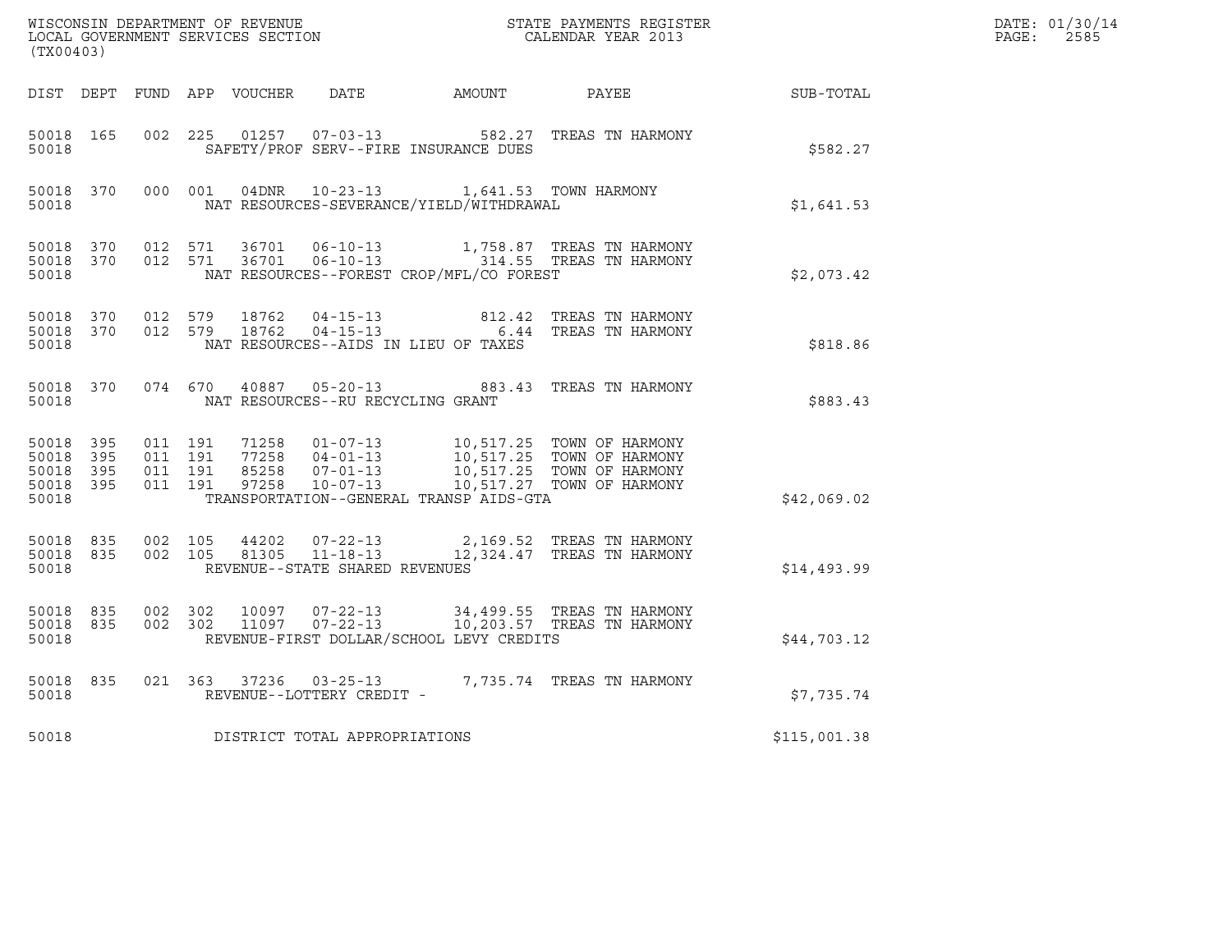WISCONSIN DEPARTMENT OF REVENUE
LOCAL GOVERNMENT SERVICES SECTION
(TX00403)

STATE PAYMENTS REGISTER
CALENDAR YEAR 2013

DATE: 01/30/14
PAGE: 2585

| DIST | DEPT | FUND | APP | VOUCHER | DATE | AMOUNT | PAYEE | SUB-TOTAL |
|---|---|---|---|---|---|---|---|---|
| 50018 | 165 | 002 | 225 | 01257 | 07-03-13 | 582.27 | TREAS TN HARMONY | |
| 50018 | | | | | SAFETY/PROF SERV--FIRE INSURANCE DUES | | | $582.27 |
| 50018 | 370 | 000 | 001 | 04DNR | 10-23-13 | 1,641.53 | TOWN HARMONY | |
| 50018 | | | | | NAT RESOURCES-SEVERANCE/YIELD/WITHDRAWAL | | | $1,641.53 |
| 50018 | 370 | 012 | 571 | 36701 | 06-10-13 | 1,758.87 | TREAS TN HARMONY | |
| 50018 | 370 | 012 | 571 | 36701 | 06-10-13 | 314.55 | TREAS TN HARMONY | |
| 50018 | | | | | NAT RESOURCES--FOREST CROP/MFL/CO FOREST | | | $2,073.42 |
| 50018 | 370 | 012 | 579 | 18762 | 04-15-13 | 812.42 | TREAS TN HARMONY | |
| 50018 | 370 | 012 | 579 | 18762 | 04-15-13 | 6.44 | TREAS TN HARMONY | |
| 50018 | | | | | NAT RESOURCES--AIDS IN LIEU OF TAXES | | | $818.86 |
| 50018 | 370 | 074 | 670 | 40887 | 05-20-13 | 883.43 | TREAS TN HARMONY | |
| 50018 | | | | | NAT RESOURCES--RU RECYCLING GRANT | | | $883.43 |
| 50018 | 395 | 011 | 191 | 71258 | 01-07-13 | 10,517.25 | TOWN OF HARMONY | |
| 50018 | 395 | 011 | 191 | 77258 | 04-01-13 | 10,517.25 | TOWN OF HARMONY | |
| 50018 | 395 | 011 | 191 | 85258 | 07-01-13 | 10,517.25 | TOWN OF HARMONY | |
| 50018 | 395 | 011 | 191 | 97258 | 10-07-13 | 10,517.27 | TOWN OF HARMONY | |
| 50018 | | | | | TRANSPORTATION--GENERAL TRANSP AIDS-GTA | | | $42,069.02 |
| 50018 | 835 | 002 | 105 | 44202 | 07-22-13 | 2,169.52 | TREAS TN HARMONY | |
| 50018 | 835 | 002 | 105 | 81305 | 11-18-13 | 12,324.47 | TREAS TN HARMONY | |
| 50018 | | | | | REVENUE--STATE SHARED REVENUES | | | $14,493.99 |
| 50018 | 835 | 002 | 302 | 10097 | 07-22-13 | 34,499.55 | TREAS TN HARMONY | |
| 50018 | 835 | 002 | 302 | 11097 | 07-22-13 | 10,203.57 | TREAS TN HARMONY | |
| 50018 | | | | | REVENUE-FIRST DOLLAR/SCHOOL LEVY CREDITS | | | $44,703.12 |
| 50018 | 835 | 021 | 363 | 37236 | 03-25-13 | 7,735.74 | TREAS TN HARMONY | |
| 50018 | | | | | REVENUE--LOTTERY CREDIT - | | | $7,735.74 |
| 50018 | | | | | DISTRICT TOTAL APPROPRIATIONS | | | $115,001.38 |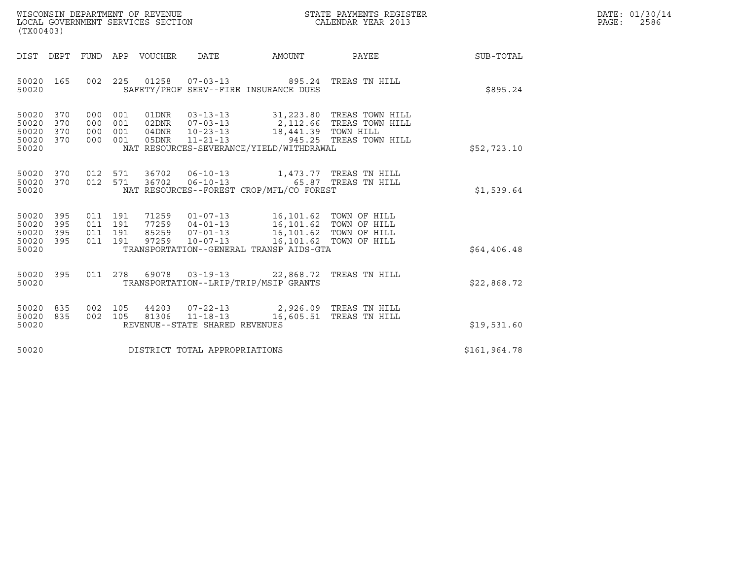WISCONSIN DEPARTMENT OF REVENUE
LOCAL GOVERNMENT SERVICES SECTION
(TX00403)

STATE PAYMENTS REGISTER
CALENDAR YEAR 2013

DATE: 01/30/14
PAGE: 2586

| DIST | DEPT | FUND | APP | VOUCHER | DATE | AMOUNT | PAYEE | SUB-TOTAL |
|---|---|---|---|---|---|---|---|---|
| 50020 | 165 | 002 | 225 | 01258 | 07-03-13 | 895.24 | TREAS TN HILL | |
| 50020 | | | | SAFETY/PROF SERV--FIRE INSURANCE DUES | | | | $895.24 |
| 50020 | 370 | 000 | 001 | 01DNR | 03-13-13 | 31,223.80 | TREAS TOWN HILL | |
| 50020 | 370 | 000 | 001 | 02DNR | 07-03-13 | 2,112.66 | TREAS TOWN HILL | |
| 50020 | 370 | 000 | 001 | 04DNR | 10-23-13 | 18,441.39 | TOWN HILL | |
| 50020 | 370 | 000 | 001 | 05DNR | 11-21-13 | 945.25 | TREAS TOWN HILL | |
| 50020 | | | | NAT RESOURCES-SEVERANCE/YIELD/WITHDRAWAL | | | | $52,723.10 |
| 50020 | 370 | 012 | 571 | 36702 | 06-10-13 | 1,473.77 | TREAS TN HILL | |
| 50020 | 370 | 012 | 571 | 36702 | 06-10-13 | 65.87 | TREAS TN HILL | |
| 50020 | | | | NAT RESOURCES--FOREST CROP/MFL/CO FOREST | | | | $1,539.64 |
| 50020 | 395 | 011 | 191 | 71259 | 01-07-13 | 16,101.62 | TOWN OF HILL | |
| 50020 | 395 | 011 | 191 | 77259 | 04-01-13 | 16,101.62 | TOWN OF HILL | |
| 50020 | 395 | 011 | 191 | 85259 | 07-01-13 | 16,101.62 | TOWN OF HILL | |
| 50020 | 395 | 011 | 191 | 97259 | 10-07-13 | 16,101.62 | TOWN OF HILL | |
| 50020 | | | | TRANSPORTATION--GENERAL TRANSP AIDS-GTA | | | | $64,406.48 |
| 50020 | 395 | 011 | 278 | 69078 | 03-19-13 | 22,868.72 | TREAS TN HILL | |
| 50020 | | | | TRANSPORTATION--LRIP/TRIP/MSIP GRANTS | | | | $22,868.72 |
| 50020 | 835 | 002 | 105 | 44203 | 07-22-13 | 2,926.09 | TREAS TN HILL | |
| 50020 | 835 | 002 | 105 | 81306 | 11-18-13 | 16,605.51 | TREAS TN HILL | |
| 50020 | | | | REVENUE--STATE SHARED REVENUES | | | | $19,531.60 |
| 50020 | | | | DISTRICT TOTAL APPROPRIATIONS | | | | $161,964.78 |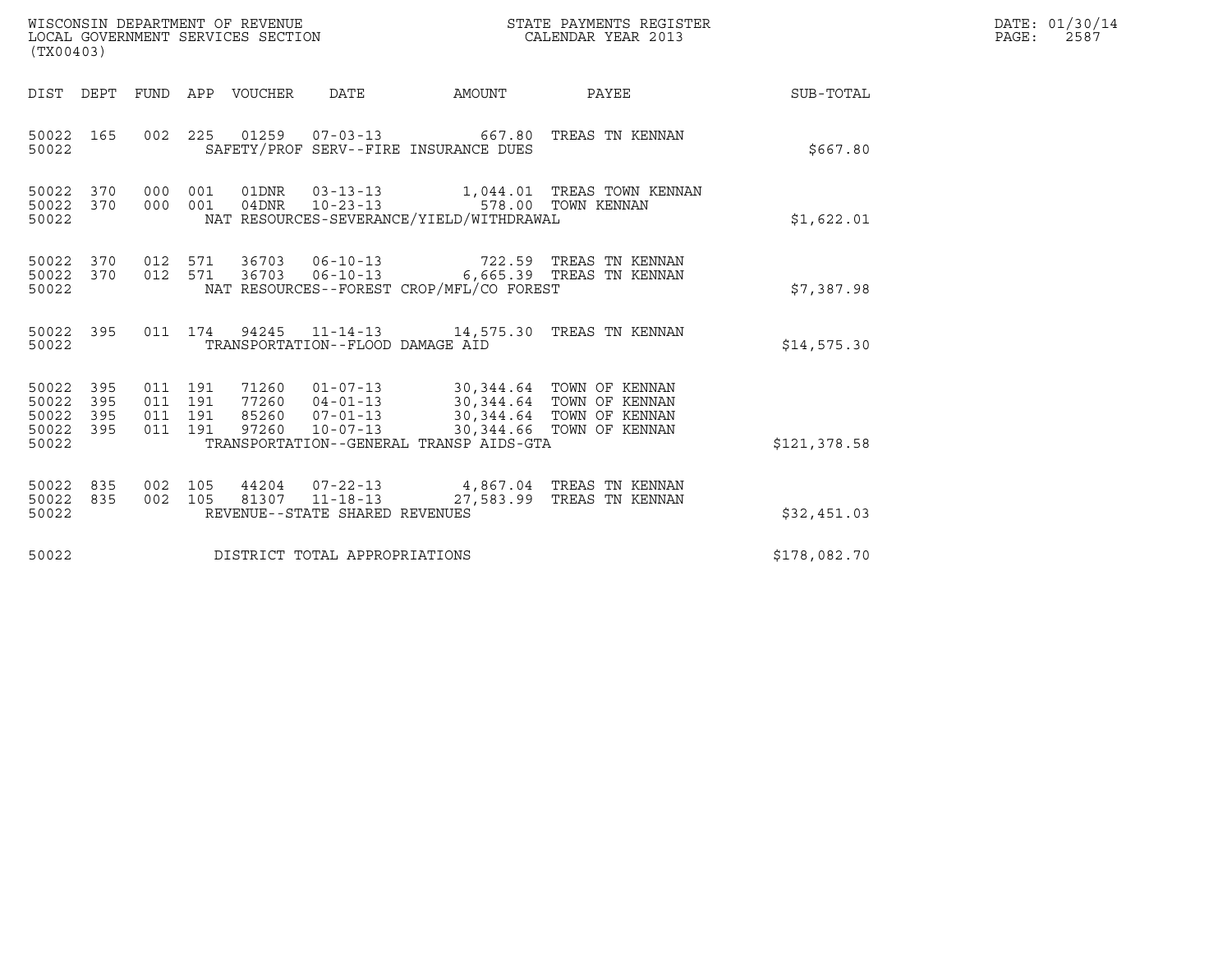WISCONSIN DEPARTMENT OF REVENUE
LOCAL GOVERNMENT SERVICES SECTION
(TX00403)

STATE PAYMENTS REGISTER
CALENDAR YEAR 2013

DATE: 01/30/14
PAGE: 2587

| DIST | DEPT | FUND | APP | VOUCHER | DATE | AMOUNT | PAYEE | SUB-TOTAL |
|---|---|---|---|---|---|---|---|---|
| 50022 | 165 | 002 | 225 | 01259 | 07-03-13 | 667.80 | TREAS TN KENNAN | |
| 50022 | | | | SAFETY/PROF SERV--FIRE INSURANCE DUES | | | | $667.80 |
| 50022 | 370 | 000 | 001 | 01DNR | 03-13-13 | 1,044.01 | TREAS TOWN KENNAN | |
| 50022 | 370 | 000 | 001 | 04DNR | 10-23-13 | 578.00 | TOWN KENNAN | |
| 50022 | | | | NAT RESOURCES-SEVERANCE/YIELD/WITHDRAWAL | | | | $1,622.01 |
| 50022 | 370 | 012 | 571 | 36703 | 06-10-13 | 722.59 | TREAS TN KENNAN | |
| 50022 | 370 | 012 | 571 | 36703 | 06-10-13 | 6,665.39 | TREAS TN KENNAN | |
| 50022 | | | | NAT RESOURCES--FOREST CROP/MFL/CO FOREST | | | | $7,387.98 |
| 50022 | 395 | 011 | 174 | 94245 | 11-14-13 | 14,575.30 | TREAS TN KENNAN | |
| 50022 | | | | TRANSPORTATION--FLOOD DAMAGE AID | | | | $14,575.30 |
| 50022 | 395 | 011 | 191 | 71260 | 01-07-13 | 30,344.64 | TOWN OF KENNAN | |
| 50022 | 395 | 011 | 191 | 77260 | 04-01-13 | 30,344.64 | TOWN OF KENNAN | |
| 50022 | 395 | 011 | 191 | 85260 | 07-01-13 | 30,344.64 | TOWN OF KENNAN | |
| 50022 | 395 | 011 | 191 | 97260 | 10-07-13 | 30,344.66 | TOWN OF KENNAN | |
| 50022 | | | | TRANSPORTATION--GENERAL TRANSP AIDS-GTA | | | | $121,378.58 |
| 50022 | 835 | 002 | 105 | 44204 | 07-22-13 | 4,867.04 | TREAS TN KENNAN | |
| 50022 | 835 | 002 | 105 | 81307 | 11-18-13 | 27,583.99 | TREAS TN KENNAN | |
| 50022 | | | | REVENUE--STATE SHARED REVENUES | | | | $32,451.03 |
| 50022 | | | | DISTRICT TOTAL APPROPRIATIONS | | | | $178,082.70 |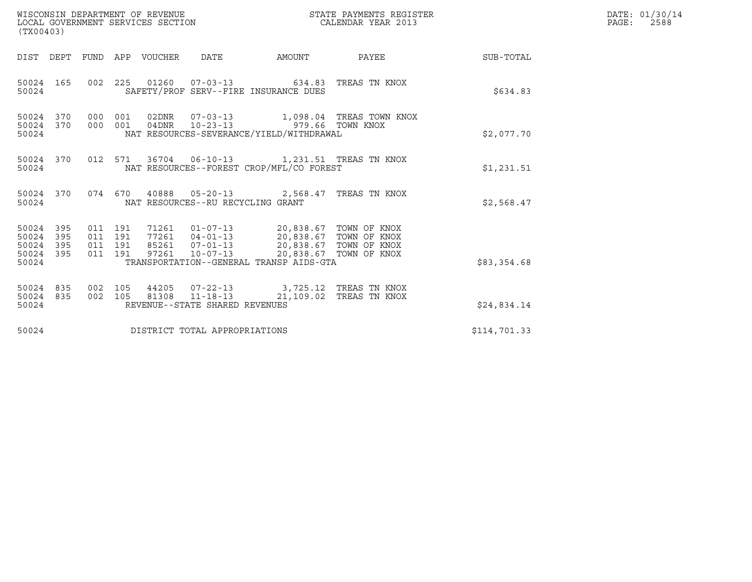WISCONSIN DEPARTMENT OF REVENUE
LOCAL GOVERNMENT SERVICES SECTION
(TX00403)

STATE PAYMENTS REGISTER
CALENDAR YEAR 2013

DATE: 01/30/14
PAGE: 2588

| DIST | DEPT | FUND | APP | VOUCHER | DATE | AMOUNT | PAYEE | SUB-TOTAL |
|---|---|---|---|---|---|---|---|---|
| 50024 | 165 | 002 | 225 | 01260 | 07-03-13 | 634.83 | TREAS TN KNOX | |
| 50024 | | | | SAFETY/PROF SERV--FIRE INSURANCE DUES | | | | $634.83 |
| 50024 | 370 | 000 | 001 | 02DNR | 07-03-13 | 1,098.04 | TREAS TOWN KNOX | |
| 50024 | 370 | 000 | 001 | 04DNR | 10-23-13 | 979.66 | TOWN KNOX | |
| 50024 | | | | NAT RESOURCES-SEVERANCE/YIELD/WITHDRAWAL | | | | $2,077.70 |
| 50024 | 370 | 012 | 571 | 36704 | 06-10-13 | 1,231.51 | TREAS TN KNOX | |
| 50024 | | | | NAT RESOURCES--FOREST CROP/MFL/CO FOREST | | | | $1,231.51 |
| 50024 | 370 | 074 | 670 | 40888 | 05-20-13 | 2,568.47 | TREAS TN KNOX | |
| 50024 | | | | NAT RESOURCES--RU RECYCLING GRANT | | | | $2,568.47 |
| 50024 | 395 | 011 | 191 | 71261 | 01-07-13 | 20,838.67 | TOWN OF KNOX | |
| 50024 | 395 | 011 | 191 | 77261 | 04-01-13 | 20,838.67 | TOWN OF KNOX | |
| 50024 | 395 | 011 | 191 | 85261 | 07-01-13 | 20,838.67 | TOWN OF KNOX | |
| 50024 | 395 | 011 | 191 | 97261 | 10-07-13 | 20,838.67 | TOWN OF KNOX | |
| 50024 | | | | TRANSPORTATION--GENERAL TRANSP AIDS-GTA | | | | $83,354.68 |
| 50024 | 835 | 002 | 105 | 44205 | 07-22-13 | 3,725.12 | TREAS TN KNOX | |
| 50024 | 835 | 002 | 105 | 81308 | 11-18-13 | 21,109.02 | TREAS TN KNOX | |
| 50024 | | | | REVENUE--STATE SHARED REVENUES | | | | $24,834.14 |
| 50024 | | | | DISTRICT TOTAL APPROPRIATIONS | | | | $114,701.33 |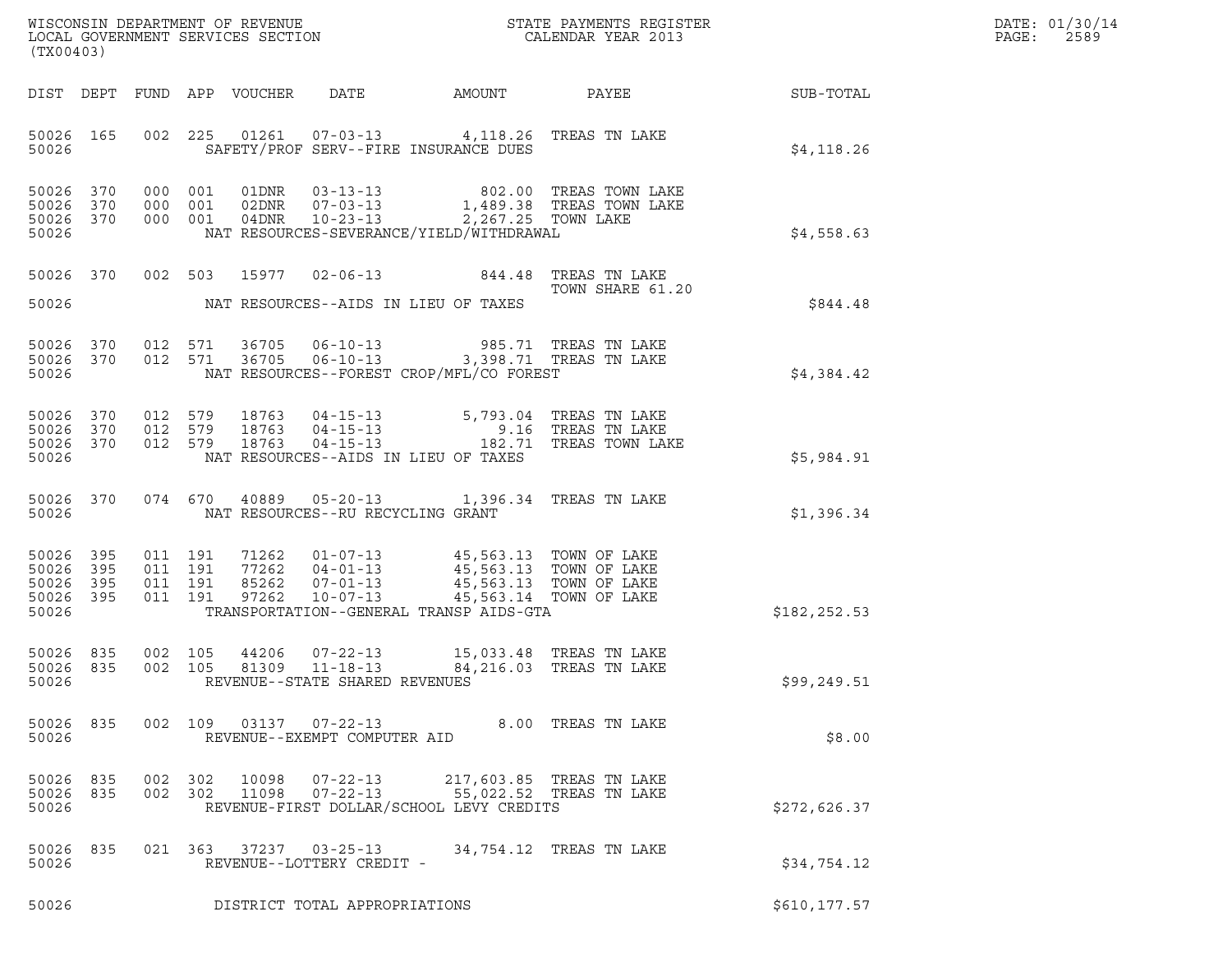WISCONSIN DEPARTMENT OF REVENUE
LOCAL GOVERNMENT SERVICES SECTION
(TX00403)

STATE PAYMENTS REGISTER
CALENDAR YEAR 2013

DATE: 01/30/14

| DIST | DEPT | FUND | APP | VOUCHER | DATE | AMOUNT | PAYEE | SUB-TOTAL |
|---|---|---|---|---|---|---|---|---|
| 50026 | 165 | 002 | 225 | 01261 | 07-03-13 | 4,118.26 | TREAS TN LAKE | |
| 50026 | | | | SAFETY/PROF SERV--FIRE INSURANCE DUES | | | | $4,118.26 |
| 50026 | 370 | 000 | 001 | 01DNR | 03-13-13 | 802.00 | TREAS TOWN LAKE | |
| 50026 | 370 | 000 | 001 | 02DNR | 07-03-13 | 1,489.38 | TREAS TOWN LAKE | |
| 50026 | 370 | 000 | 001 | 04DNR | 10-23-13 | 2,267.25 | TOWN LAKE | |
| 50026 | | | | NAT RESOURCES-SEVERANCE/YIELD/WITHDRAWAL | | | | $4,558.63 |
| 50026 | 370 | 002 | 503 | 15977 | 02-06-13 | 844.48 | TREAS TN LAKE TOWN SHARE 61.20 | |
| 50026 | | | | NAT RESOURCES--AIDS IN LIEU OF TAXES | | | | $844.48 |
| 50026 | 370 | 012 | 571 | 36705 | 06-10-13 | 985.71 | TREAS TN LAKE | |
| 50026 | 370 | 012 | 571 | 36705 | 06-10-13 | 3,398.71 | TREAS TN LAKE | |
| 50026 | | | | NAT RESOURCES--FOREST CROP/MFL/CO FOREST | | | | $4,384.42 |
| 50026 | 370 | 012 | 579 | 18763 | 04-15-13 | 5,793.04 | TREAS TN LAKE | |
| 50026 | 370 | 012 | 579 | 18763 | 04-15-13 | 9.16 | TREAS TN LAKE | |
| 50026 | 370 | 012 | 579 | 18763 | 04-15-13 | 182.71 | TREAS TOWN LAKE | |
| 50026 | | | | NAT RESOURCES--AIDS IN LIEU OF TAXES | | | | $5,984.91 |
| 50026 | 370 | 074 | 670 | 40889 | 05-20-13 | 1,396.34 | TREAS TN LAKE | |
| 50026 | | | | NAT RESOURCES--RU RECYCLING GRANT | | | | $1,396.34 |
| 50026 | 395 | 011 | 191 | 71262 | 01-07-13 | 45,563.13 | TOWN OF LAKE | |
| 50026 | 395 | 011 | 191 | 77262 | 04-01-13 | 45,563.13 | TOWN OF LAKE | |
| 50026 | 395 | 011 | 191 | 85262 | 07-01-13 | 45,563.13 | TOWN OF LAKE | |
| 50026 | 395 | 011 | 191 | 97262 | 10-07-13 | 45,563.14 | TOWN OF LAKE | |
| 50026 | | | | TRANSPORTATION--GENERAL TRANSP AIDS-GTA | | | | $182,252.53 |
| 50026 | 835 | 002 | 105 | 44206 | 07-22-13 | 15,033.48 | TREAS TN LAKE | |
| 50026 | 835 | 002 | 105 | 81309 | 11-18-13 | 84,216.03 | TREAS TN LAKE | |
| 50026 | | | | REVENUE--STATE SHARED REVENUES | | | | $99,249.51 |
| 50026 | 835 | 002 | 109 | 03137 | 07-22-13 | 8.00 | TREAS TN LAKE | |
| 50026 | | | | REVENUE--EXEMPT COMPUTER AID | | | | $8.00 |
| 50026 | 835 | 002 | 302 | 10098 | 07-22-13 | 217,603.85 | TREAS TN LAKE | |
| 50026 | 835 | 002 | 302 | 11098 | 07-22-13 | 55,022.52 | TREAS TN LAKE | |
| 50026 | | | | REVENUE-FIRST DOLLAR/SCHOOL LEVY CREDITS | | | | $272,626.37 |
| 50026 | 835 | 021 | 363 | 37237 | 03-25-13 | 34,754.12 | TREAS TN LAKE | |
| 50026 | | | | REVENUE--LOTTERY CREDIT - | | | | $34,754.12 |
| 50026 | | | | DISTRICT TOTAL APPROPRIATIONS | | | | $610,177.57 |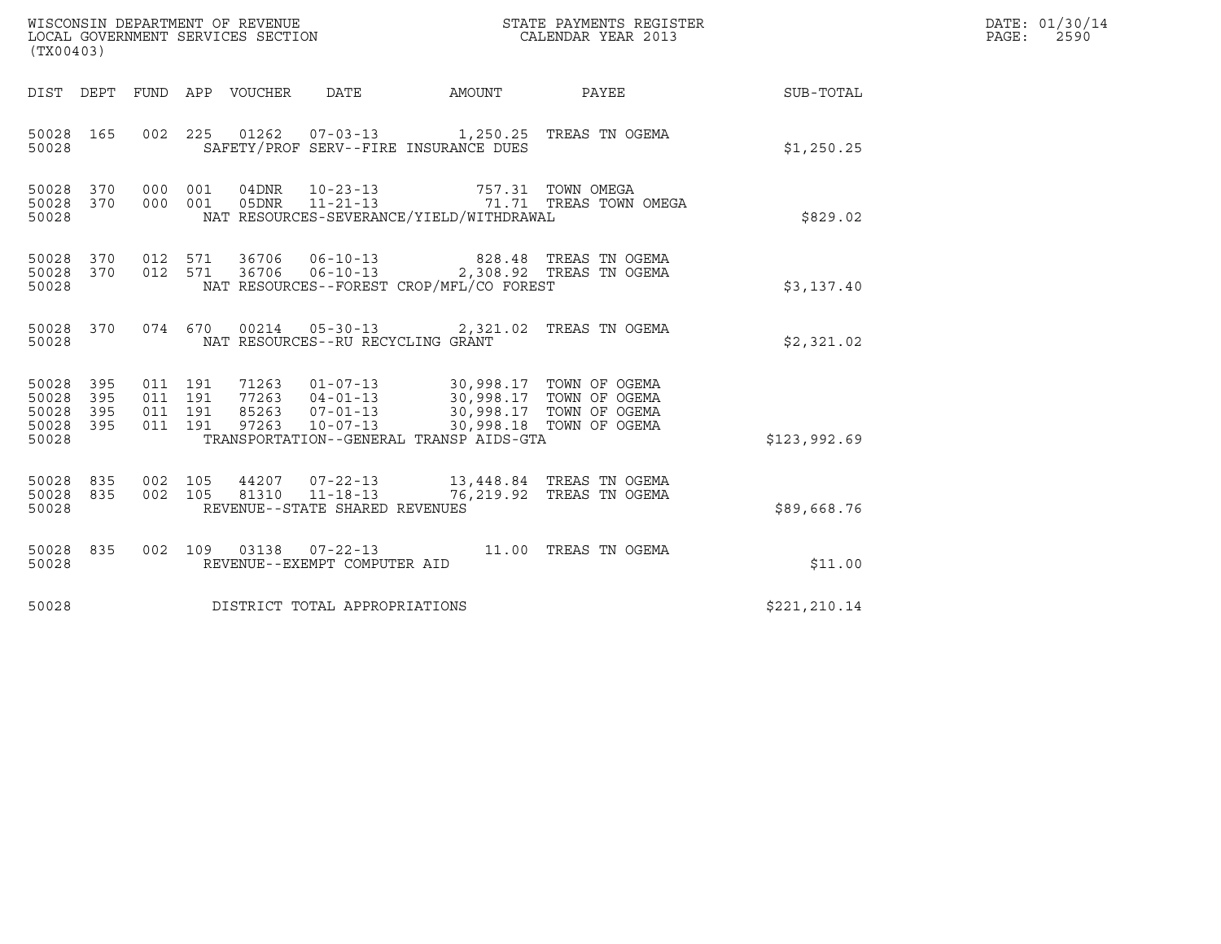WISCONSIN DEPARTMENT OF REVENUE
LOCAL GOVERNMENT SERVICES SECTION
(TX00403)

STATE PAYMENTS REGISTER
CALENDAR YEAR 2013

DATE: 01/30/14
PAGE: 2590

| DIST | DEPT | FUND | APP | VOUCHER | DATE | AMOUNT | PAYEE | SUB-TOTAL |
|---|---|---|---|---|---|---|---|---|
| 50028 | 165 | 002 | 225 | 01262 | 07-03-13 | 1,250.25 | TREAS TN OGEMA | |
| 50028 | | | | SAFETY/PROF SERV--FIRE INSURANCE DUES | | | | $1,250.25 |
| 50028 | 370 | 000 | 001 | 04DNR | 10-23-13 | 757.31 | TOWN OMEGA | |
| 50028 | 370 | 000 | 001 | 05DNR | 11-21-13 | 71.71 | TREAS TOWN OMEGA | |
| 50028 | | | | NAT RESOURCES-SEVERANCE/YIELD/WITHDRAWAL | | | | $829.02 |
| 50028 | 370 | 012 | 571 | 36706 | 06-10-13 | 828.48 | TREAS TN OGEMA | |
| 50028 | 370 | 012 | 571 | 36706 | 06-10-13 | 2,308.92 | TREAS TN OGEMA | |
| 50028 | | | | NAT RESOURCES--FOREST CROP/MFL/CO FOREST | | | | $3,137.40 |
| 50028 | 370 | 074 | 670 | 00214 | 05-30-13 | 2,321.02 | TREAS TN OGEMA | |
| 50028 | | | | NAT RESOURCES--RU RECYCLING GRANT | | | | $2,321.02 |
| 50028 | 395 | 011 | 191 | 71263 | 01-07-13 | 30,998.17 | TOWN OF OGEMA | |
| 50028 | 395 | 011 | 191 | 77263 | 04-01-13 | 30,998.17 | TOWN OF OGEMA | |
| 50028 | 395 | 011 | 191 | 85263 | 07-01-13 | 30,998.17 | TOWN OF OGEMA | |
| 50028 | 395 | 011 | 191 | 97263 | 10-07-13 | 30,998.18 | TOWN OF OGEMA | |
| 50028 | | | | TRANSPORTATION--GENERAL TRANSP AIDS-GTA | | | | $123,992.69 |
| 50028 | 835 | 002 | 105 | 44207 | 07-22-13 | 13,448.84 | TREAS TN OGEMA | |
| 50028 | 835 | 002 | 105 | 81310 | 11-18-13 | 76,219.92 | TREAS TN OGEMA | |
| 50028 | | | | REVENUE--STATE SHARED REVENUES | | | | $89,668.76 |
| 50028 | 835 | 002 | 109 | 03138 | 07-22-13 | 11.00 | TREAS TN OGEMA | |
| 50028 | | | | REVENUE--EXEMPT COMPUTER AID | | | | $11.00 |
| 50028 | | | | DISTRICT TOTAL APPROPRIATIONS | | | | $221,210.14 |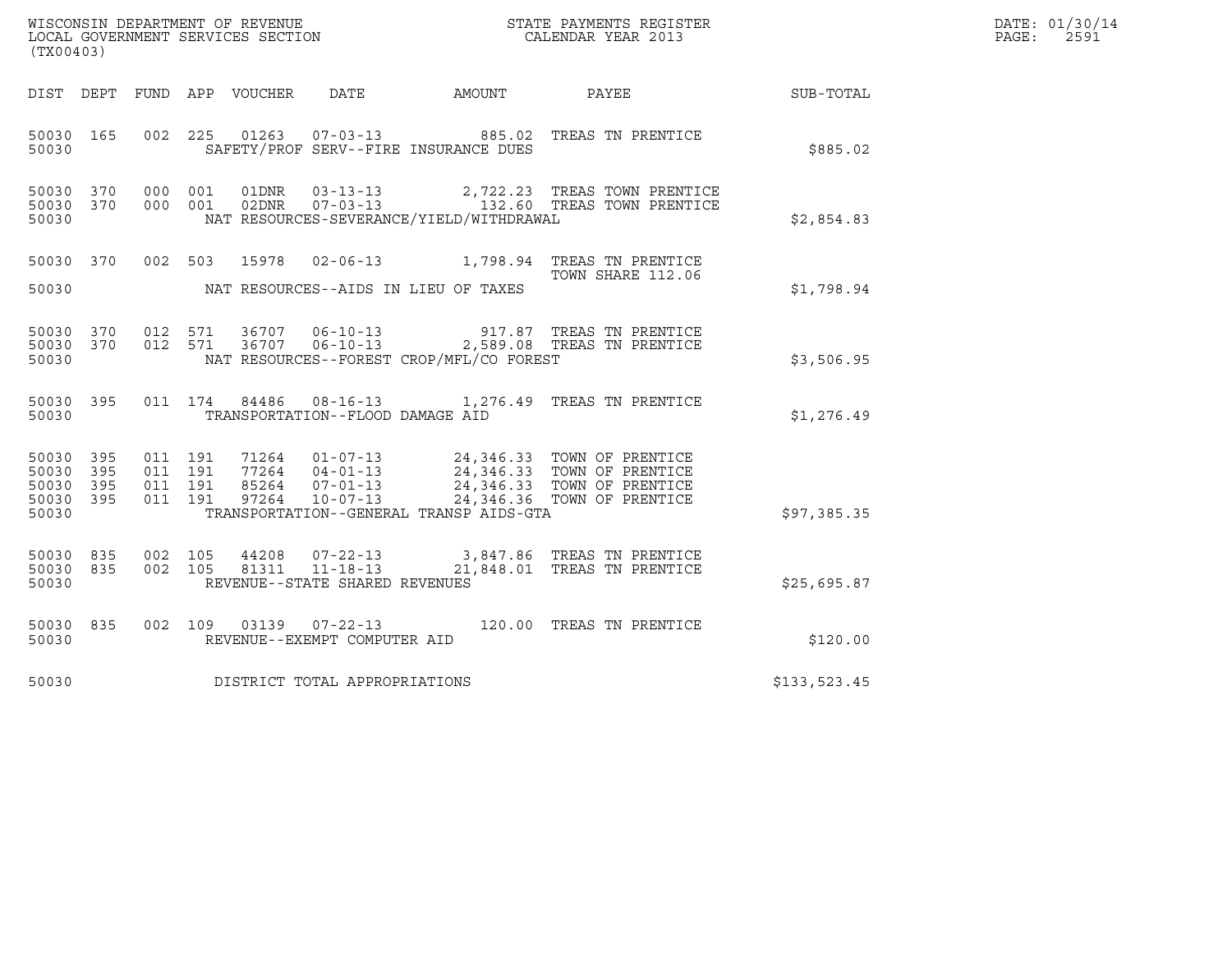WISCONSIN DEPARTMENT OF REVENUE
LOCAL GOVERNMENT SERVICES SECTION
(TX00403)

STATE PAYMENTS REGISTER
CALENDAR YEAR 2013

DATE: 01/30/14
PAGE: 2591

| DIST | DEPT | FUND | APP | VOUCHER | DATE | AMOUNT | PAYEE | SUB-TOTAL |
|---|---|---|---|---|---|---|---|---|
| 50030 | 165 | 002 | 225 | 01263 | 07-03-13 | 885.02 | TREAS TN PRENTICE | |
| 50030 | | | | SAFETY/PROF SERV--FIRE INSURANCE DUES | | | | $885.02 |
| 50030 | 370 | 000 | 001 | 01DNR | 03-13-13 | 2,722.23 | TREAS TOWN PRENTICE | |
| 50030 | 370 | 000 | 001 | 02DNR | 07-03-13 | 132.60 | TREAS TOWN PRENTICE | |
| 50030 | | | | NAT RESOURCES-SEVERANCE/YIELD/WITHDRAWAL | | | | $2,854.83 |
| 50030 | 370 | 002 | 503 | 15978 | 02-06-13 | 1,798.94 | TREAS TN PRENTICE TOWN SHARE 112.06 | |
| 50030 | | | | NAT RESOURCES--AIDS IN LIEU OF TAXES | | | | $1,798.94 |
| 50030 | 370 | 012 | 571 | 36707 | 06-10-13 | 917.87 | TREAS TN PRENTICE | |
| 50030 | 370 | 012 | 571 | 36707 | 06-10-13 | 2,589.08 | TREAS TN PRENTICE | |
| 50030 | | | | NAT RESOURCES--FOREST CROP/MFL/CO FOREST | | | | $3,506.95 |
| 50030 | 395 | 011 | 174 | 84486 | 08-16-13 | 1,276.49 | TREAS TN PRENTICE | |
| 50030 | | | | TRANSPORTATION--FLOOD DAMAGE AID | | | | $1,276.49 |
| 50030 | 395 | 011 | 191 | 71264 | 01-07-13 | 24,346.33 | TOWN OF PRENTICE | |
| 50030 | 395 | 011 | 191 | 77264 | 04-01-13 | 24,346.33 | TOWN OF PRENTICE | |
| 50030 | 395 | 011 | 191 | 85264 | 07-01-13 | 24,346.33 | TOWN OF PRENTICE | |
| 50030 | 395 | 011 | 191 | 97264 | 10-07-13 | 24,346.36 | TOWN OF PRENTICE | |
| 50030 | | | | TRANSPORTATION--GENERAL TRANSP AIDS-GTA | | | | $97,385.35 |
| 50030 | 835 | 002 | 105 | 44208 | 07-22-13 | 3,847.86 | TREAS TN PRENTICE | |
| 50030 | 835 | 002 | 105 | 81311 | 11-18-13 | 21,848.01 | TREAS TN PRENTICE | |
| 50030 | | | | REVENUE--STATE SHARED REVENUES | | | | $25,695.87 |
| 50030 | 835 | 002 | 109 | 03139 | 07-22-13 | 120.00 | TREAS TN PRENTICE | |
| 50030 | | | | REVENUE--EXEMPT COMPUTER AID | | | | $120.00 |
| 50030 | | | | DISTRICT TOTAL APPROPRIATIONS | | | | $133,523.45 |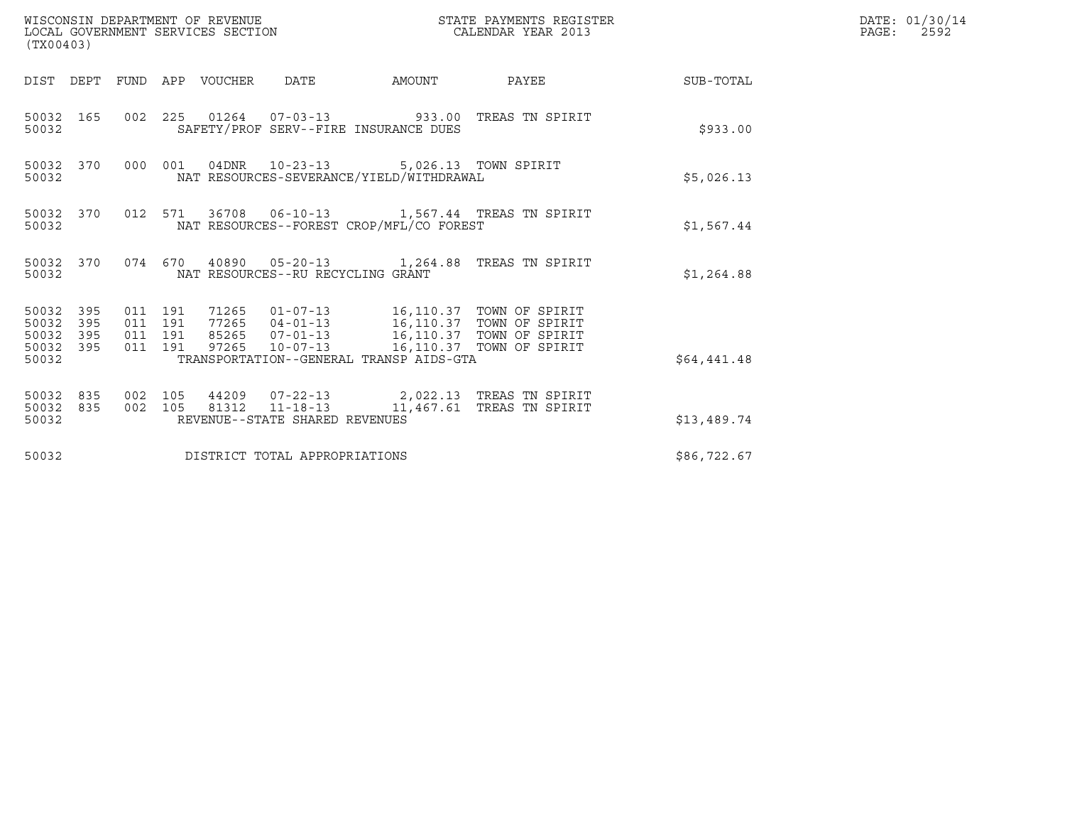WISCONSIN DEPARTMENT OF REVENUE
LOCAL GOVERNMENT SERVICES SECTION
(TX00403)

STATE PAYMENTS REGISTER
CALENDAR YEAR 2013

DATE: 01/30/14
PAGE: 2592

| DIST | DEPT | FUND | APP | VOUCHER | DATE | AMOUNT | PAYEE | SUB-TOTAL |
|---|---|---|---|---|---|---|---|---|
| 50032 | 165 | 002 | 225 | 01264 | 07-03-13 | 933.00 | TREAS TN SPIRIT | |
| 50032 | | | | SAFETY/PROF SERV--FIRE INSURANCE DUES | | | | $933.00 |
| 50032 | 370 | 000 | 001 | 04DNR | 10-23-13 | 5,026.13 | TOWN SPIRIT | |
| 50032 | | | | NAT RESOURCES-SEVERANCE/YIELD/WITHDRAWAL | | | | $5,026.13 |
| 50032 | 370 | 012 | 571 | 36708 | 06-10-13 | 1,567.44 | TREAS TN SPIRIT | |
| 50032 | | | | NAT RESOURCES--FOREST CROP/MFL/CO FOREST | | | | $1,567.44 |
| 50032 | 370 | 074 | 670 | 40890 | 05-20-13 | 1,264.88 | TREAS TN SPIRIT | |
| 50032 | | | | NAT RESOURCES--RU RECYCLING GRANT | | | | $1,264.88 |
| 50032 | 395 | 011 | 191 | 71265 | 01-07-13 | 16,110.37 | TOWN OF SPIRIT | |
| 50032 | 395 | 011 | 191 | 77265 | 04-01-13 | 16,110.37 | TOWN OF SPIRIT | |
| 50032 | 395 | 011 | 191 | 85265 | 07-01-13 | 16,110.37 | TOWN OF SPIRIT | |
| 50032 | 395 | 011 | 191 | 97265 | 10-07-13 | 16,110.37 | TOWN OF SPIRIT | |
| 50032 | | | | TRANSPORTATION--GENERAL TRANSP AIDS-GTA | | | | $64,441.48 |
| 50032 | 835 | 002 | 105 | 44209 | 07-22-13 | 2,022.13 | TREAS TN SPIRIT | |
| 50032 | 835 | 002 | 105 | 81312 | 11-18-13 | 11,467.61 | TREAS TN SPIRIT | |
| 50032 | | | | REVENUE--STATE SHARED REVENUES | | | | $13,489.74 |
| 50032 | | | | DISTRICT TOTAL APPROPRIATIONS | | | | $86,722.67 |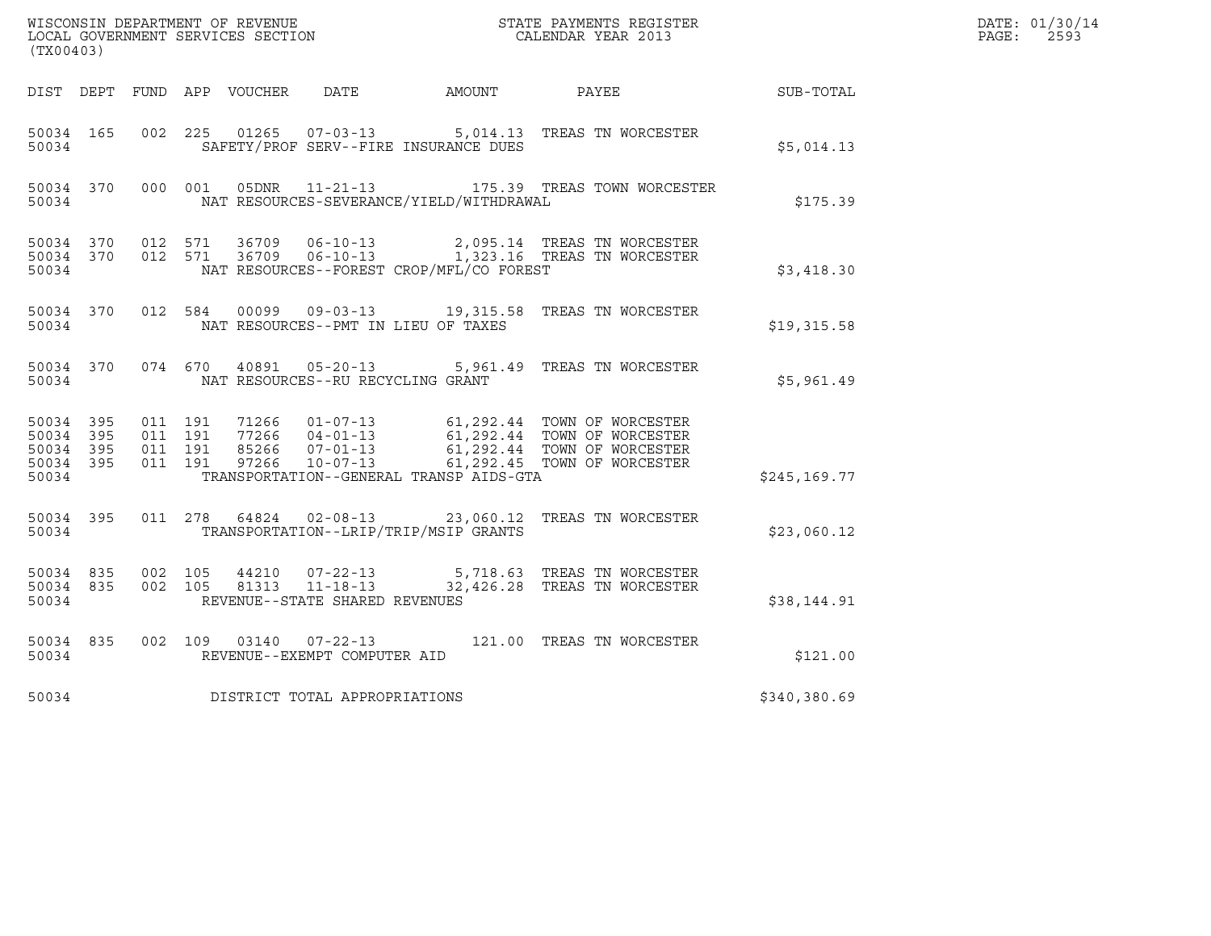WISCONSIN DEPARTMENT OF REVENUE
LOCAL GOVERNMENT SERVICES SECTION
(TX00403)

STATE PAYMENTS REGISTER
CALENDAR YEAR 2013

DATE: 01/30/14
PAGE: 2593

| DIST | DEPT | FUND | APP | VOUCHER | DATE | AMOUNT | PAYEE | SUB-TOTAL |
|---|---|---|---|---|---|---|---|---|
| 50034 | 165 | 002 | 225 | 01265 | 07-03-13 | 5,014.13 | TREAS TN WORCESTER | |
| 50034 | | | | SAFETY/PROF SERV--FIRE INSURANCE DUES | | | | $5,014.13 |
| 50034 | 370 | 000 | 001 | 05DNR | 11-21-13 | 175.39 | TREAS TOWN WORCESTER | |
| 50034 | | | | NAT RESOURCES-SEVERANCE/YIELD/WITHDRAWAL | | | | $175.39 |
| 50034 | 370 | 012 | 571 | 36709 | 06-10-13 | 2,095.14 | TREAS TN WORCESTER | |
| 50034 | 370 | 012 | 571 | 36709 | 06-10-13 | 1,323.16 | TREAS TN WORCESTER | |
| 50034 | | | | NAT RESOURCES--FOREST CROP/MFL/CO FOREST | | | | $3,418.30 |
| 50034 | 370 | 012 | 584 | 00099 | 09-03-13 | 19,315.58 | TREAS TN WORCESTER | |
| 50034 | | | | NAT RESOURCES--PMT IN LIEU OF TAXES | | | | $19,315.58 |
| 50034 | 370 | 074 | 670 | 40891 | 05-20-13 | 5,961.49 | TREAS TN WORCESTER | |
| 50034 | | | | NAT RESOURCES--RU RECYCLING GRANT | | | | $5,961.49 |
| 50034 | 395 | 011 | 191 | 71266 | 01-07-13 | 61,292.44 | TOWN OF WORCESTER | |
| 50034 | 395 | 011 | 191 | 77266 | 04-01-13 | 61,292.44 | TOWN OF WORCESTER | |
| 50034 | 395 | 011 | 191 | 85266 | 07-01-13 | 61,292.44 | TOWN OF WORCESTER | |
| 50034 | 395 | 011 | 191 | 97266 | 10-07-13 | 61,292.45 | TOWN OF WORCESTER | |
| 50034 | | | | TRANSPORTATION--GENERAL TRANSP AIDS-GTA | | | | $245,169.77 |
| 50034 | 395 | 011 | 278 | 64824 | 02-08-13 | 23,060.12 | TREAS TN WORCESTER | |
| 50034 | | | | TRANSPORTATION--LRIP/TRIP/MSIP GRANTS | | | | $23,060.12 |
| 50034 | 835 | 002 | 105 | 44210 | 07-22-13 | 5,718.63 | TREAS TN WORCESTER | |
| 50034 | 835 | 002 | 105 | 81313 | 11-18-13 | 32,426.28 | TREAS TN WORCESTER | |
| 50034 | | | | REVENUE--STATE SHARED REVENUES | | | | $38,144.91 |
| 50034 | 835 | 002 | 109 | 03140 | 07-22-13 | 121.00 | TREAS TN WORCESTER | |
| 50034 | | | | REVENUE--EXEMPT COMPUTER AID | | | | $121.00 |
| 50034 | | | | DISTRICT TOTAL APPROPRIATIONS | | | | $340,380.69 |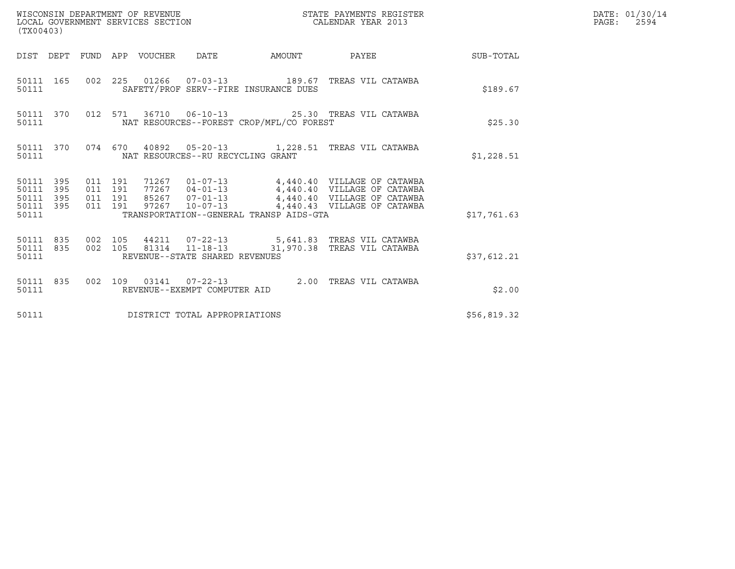WISCONSIN DEPARTMENT OF REVENUE
LOCAL GOVERNMENT SERVICES SECTION
(TX00403)

STATE PAYMENTS REGISTER
CALENDAR YEAR 2013

DATE: 01/30/14
PAGE: 2594

| DIST | DEPT | FUND | APP | VOUCHER | DATE | AMOUNT | PAYEE | SUB-TOTAL |
|---|---|---|---|---|---|---|---|---|
| 50111 | 165 | 002 | 225 | 01266 | 07-03-13 | 189.67 | TREAS VIL CATAWBA | |
| 50111 | | | | SAFETY/PROF SERV--FIRE INSURANCE DUES | | | | $189.67 |
| 50111 | 370 | 012 | 571 | 36710 | 06-10-13 | 25.30 | TREAS VIL CATAWBA | |
| 50111 | | | | NAT RESOURCES--FOREST CROP/MFL/CO FOREST | | | | $25.30 |
| 50111 | 370 | 074 | 670 | 40892 | 05-20-13 | 1,228.51 | TREAS VIL CATAWBA | |
| 50111 | | | | NAT RESOURCES--RU RECYCLING GRANT | | | | $1,228.51 |
| 50111 | 395 | 011 | 191 | 71267 | 01-07-13 | 4,440.40 | VILLAGE OF CATAWBA | |
| 50111 | 395 | 011 | 191 | 77267 | 04-01-13 | 4,440.40 | VILLAGE OF CATAWBA | |
| 50111 | 395 | 011 | 191 | 85267 | 07-01-13 | 4,440.40 | VILLAGE OF CATAWBA | |
| 50111 | 395 | 011 | 191 | 97267 | 10-07-13 | 4,440.43 | VILLAGE OF CATAWBA | |
| 50111 | | | | TRANSPORTATION--GENERAL TRANSP AIDS-GTA | | | | $17,761.63 |
| 50111 | 835 | 002 | 105 | 44211 | 07-22-13 | 5,641.83 | TREAS VIL CATAWBA | |
| 50111 | 835 | 002 | 105 | 81314 | 11-18-13 | 31,970.38 | TREAS VIL CATAWBA | |
| 50111 | | | | REVENUE--STATE SHARED REVENUES | | | | $37,612.21 |
| 50111 | 835 | 002 | 109 | 03141 | 07-22-13 | 2.00 | TREAS VIL CATAWBA | |
| 50111 | | | | REVENUE--EXEMPT COMPUTER AID | | | | $2.00 |
| 50111 | | | | DISTRICT TOTAL APPROPRIATIONS | | | | $56,819.32 |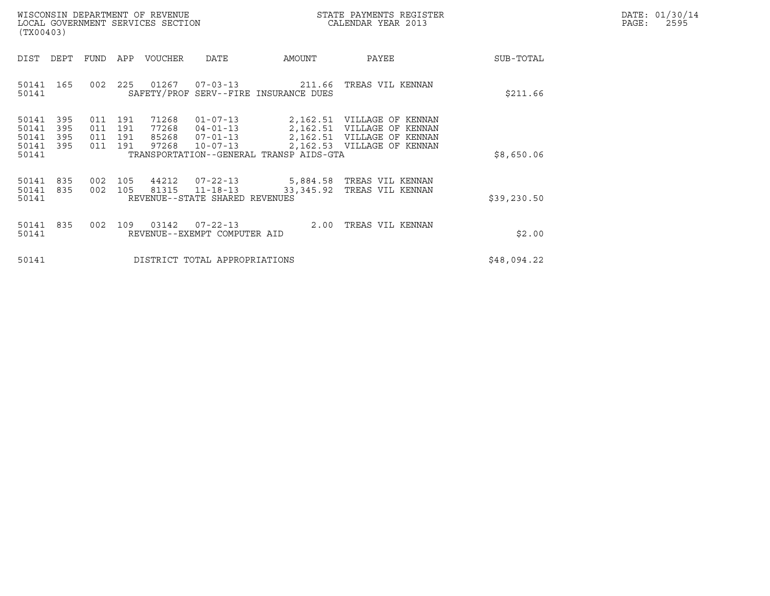WISCONSIN DEPARTMENT OF REVENUE
LOCAL GOVERNMENT SERVICES SECTION
(TX00403)

STATE PAYMENTS REGISTER
CALENDAR YEAR 2013

DATE: 01/30/14
PAGE: 2595

| DIST | DEPT | FUND | APP | VOUCHER | DATE | AMOUNT | PAYEE | SUB-TOTAL |
|---|---|---|---|---|---|---|---|---|
| 50141 | 165 | 002 | 225 | 01267 | 07-03-13 | 211.66 | TREAS VIL KENNAN | |
| 50141 | | | | SAFETY/PROF SERV--FIRE INSURANCE DUES | | | | $211.66 |
| 50141 | 395 | 011 | 191 | 71268 | 01-07-13 | 2,162.51 | VILLAGE OF KENNAN | |
| 50141 | 395 | 011 | 191 | 77268 | 04-01-13 | 2,162.51 | VILLAGE OF KENNAN | |
| 50141 | 395 | 011 | 191 | 85268 | 07-01-13 | 2,162.51 | VILLAGE OF KENNAN | |
| 50141 | 395 | 011 | 191 | 97268 | 10-07-13 | 2,162.53 | VILLAGE OF KENNAN | |
| 50141 | | | | TRANSPORTATION--GENERAL TRANSP AIDS-GTA | | | | $8,650.06 |
| 50141 | 835 | 002 | 105 | 44212 | 07-22-13 | 5,884.58 | TREAS VIL KENNAN | |
| 50141 | 835 | 002 | 105 | 81315 | 11-18-13 | 33,345.92 | TREAS VIL KENNAN | |
| 50141 | | | | REVENUE--STATE SHARED REVENUES | | | | $39,230.50 |
| 50141 | 835 | 002 | 109 | 03142 | 07-22-13 | 2.00 | TREAS VIL KENNAN | |
| 50141 | | | | REVENUE--EXEMPT COMPUTER AID | | | | $2.00 |
| 50141 | | | | DISTRICT TOTAL APPROPRIATIONS | | | | $48,094.22 |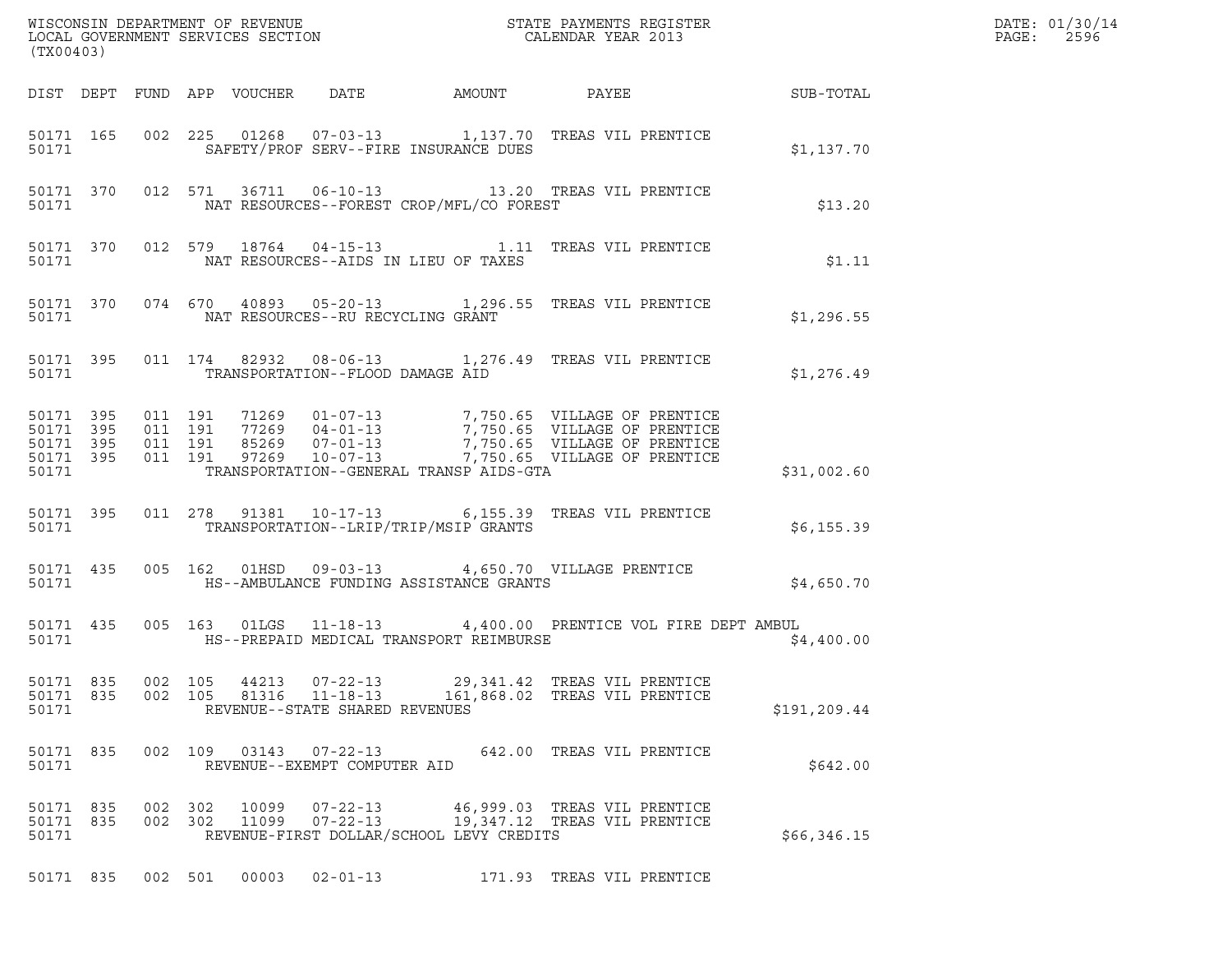WISCONSIN DEPARTMENT OF REVENUE
LOCAL GOVERNMENT SERVICES SECTION
(TX00403)

STATE PAYMENTS REGISTER
CALENDAR YEAR 2013

DATE: 01/30/14
PAGE: 2596

| DIST | DEPT | FUND | APP | VOUCHER | DATE | AMOUNT | PAYEE | SUB-TOTAL |
|---|---|---|---|---|---|---|---|---|
| 50171 | 165 | 002 | 225 | 01268 | 07-03-13 | 1,137.70 | TREAS VIL PRENTICE | |
| 50171 | | | | | SAFETY/PROF SERV--FIRE INSURANCE DUES | | | $1,137.70 |
| 50171 | 370 | 012 | 571 | 36711 | 06-10-13 | 13.20 | TREAS VIL PRENTICE | |
| 50171 | | | | | NAT RESOURCES--FOREST CROP/MFL/CO FOREST | | | $13.20 |
| 50171 | 370 | 012 | 579 | 18764 | 04-15-13 | 1.11 | TREAS VIL PRENTICE | |
| 50171 | | | | | NAT RESOURCES--AIDS IN LIEU OF TAXES | | | $1.11 |
| 50171 | 370 | 074 | 670 | 40893 | 05-20-13 | 1,296.55 | TREAS VIL PRENTICE | |
| 50171 | | | | | NAT RESOURCES--RU RECYCLING GRANT | | | $1,296.55 |
| 50171 | 395 | 011 | 174 | 82932 | 08-06-13 | 1,276.49 | TREAS VIL PRENTICE | |
| 50171 | | | | | TRANSPORTATION--FLOOD DAMAGE AID | | | $1,276.49 |
| 50171 | 395 | 011 | 191 | 71269 | 01-07-13 | 7,750.65 | VILLAGE OF PRENTICE | |
| 50171 | 395 | 011 | 191 | 77269 | 04-01-13 | 7,750.65 | VILLAGE OF PRENTICE | |
| 50171 | 395 | 011 | 191 | 85269 | 07-01-13 | 7,750.65 | VILLAGE OF PRENTICE | |
| 50171 | 395 | 011 | 191 | 97269 | 10-07-13 | 7,750.65 | VILLAGE OF PRENTICE | |
| 50171 | | | | | TRANSPORTATION--GENERAL TRANSP AIDS-GTA | | | $31,002.60 |
| 50171 | 395 | 011 | 278 | 91381 | 10-17-13 | 6,155.39 | TREAS VIL PRENTICE | |
| 50171 | | | | | TRANSPORTATION--LRIP/TRIP/MSIP GRANTS | | | $6,155.39 |
| 50171 | 435 | 005 | 162 | 01HSD | 09-03-13 | 4,650.70 | VILLAGE PRENTICE | |
| 50171 | | | | | HS--AMBULANCE FUNDING ASSISTANCE GRANTS | | | $4,650.70 |
| 50171 | 435 | 005 | 163 | 01LGS | 11-18-13 | 4,400.00 | PRENTICE VOL FIRE DEPT AMBUL | |
| 50171 | | | | | HS--PREPAID MEDICAL TRANSPORT REIMBURSE | | | $4,400.00 |
| 50171 | 835 | 002 | 105 | 44213 | 07-22-13 | 29,341.42 | TREAS VIL PRENTICE | |
| 50171 | 835 | 002 | 105 | 81316 | 11-18-13 | 161,868.02 | TREAS VIL PRENTICE | |
| 50171 | | | | | REVENUE--STATE SHARED REVENUES | | | $191,209.44 |
| 50171 | 835 | 002 | 109 | 03143 | 07-22-13 | 642.00 | TREAS VIL PRENTICE | |
| 50171 | | | | | REVENUE--EXEMPT COMPUTER AID | | | $642.00 |
| 50171 | 835 | 002 | 302 | 10099 | 07-22-13 | 46,999.03 | TREAS VIL PRENTICE | |
| 50171 | 835 | 002 | 302 | 11099 | 07-22-13 | 19,347.12 | TREAS VIL PRENTICE | |
| 50171 | | | | | REVENUE-FIRST DOLLAR/SCHOOL LEVY CREDITS | | | $66,346.15 |
| 50171 | 835 | 002 | 501 | 00003 | 02-01-13 | 171.93 | TREAS VIL PRENTICE | |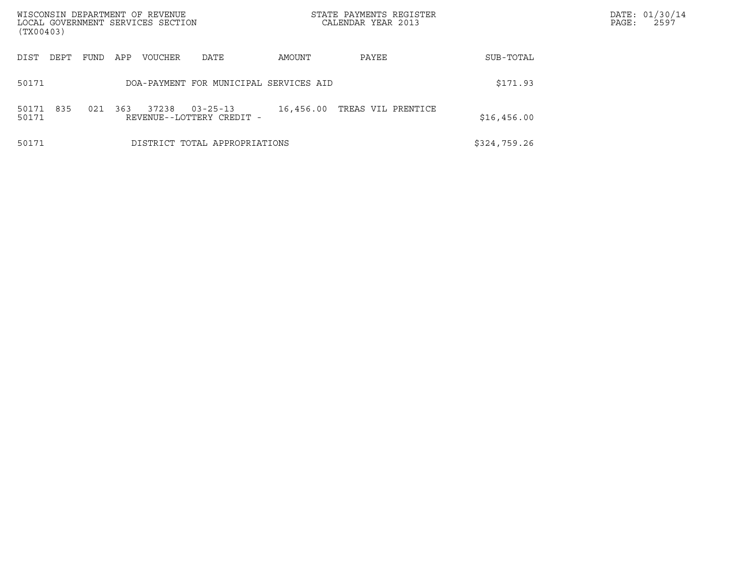| DIST | DEPT | FUND | APP | VOUCHER | DATE | AMOUNT | PAYEE | SUB-TOTAL |
|---|---|---|---|---|---|---|---|---|
| 50171 | | | | DOA-PAYMENT FOR MUNICIPAL SERVICES AID | | | | $171.93 |
| 50171 | 835 | 021 | 363 | 37238 | 03-25-13 | 16,456.00 | TREAS VIL PRENTICE | |
| 50171 | | | | REVENUE--LOTTERY CREDIT - | | | | $16,456.00 |
| 50171 | | | | DISTRICT TOTAL APPROPRIATIONS | | | | $324,759.26 |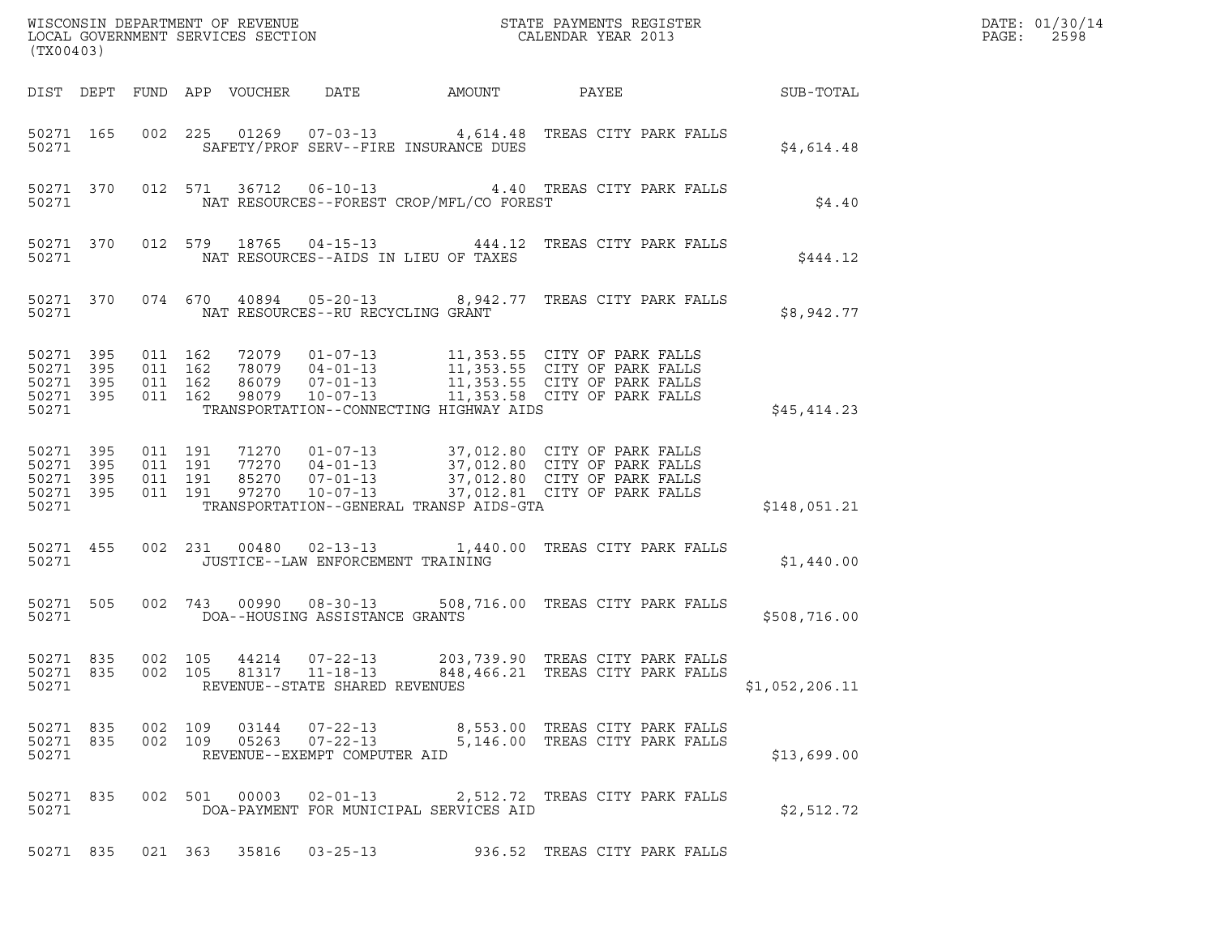WISCONSIN DEPARTMENT OF REVENUE
LOCAL GOVERNMENT SERVICES SECTION
(TX00403)

STATE PAYMENTS REGISTER
CALENDAR YEAR 2013

DATE: 01/30/14
PAGE: 2598

| DIST | DEPT | FUND | APP | VOUCHER | DATE | AMOUNT | PAYEE | SUB-TOTAL |
|---|---|---|---|---|---|---|---|---|
| 50271 | 165 | 002 | 225 | 01269 | 07-03-13 | 4,614.48 | TREAS CITY PARK FALLS | |
| 50271 | | | | | SAFETY/PROF SERV--FIRE INSURANCE DUES | | | $4,614.48 |
| 50271 | 370 | 012 | 571 | 36712 | 06-10-13 | 4.40 | TREAS CITY PARK FALLS | |
| 50271 | | | | | NAT RESOURCES--FOREST CROP/MFL/CO FOREST | | | $4.40 |
| 50271 | 370 | 012 | 579 | 18765 | 04-15-13 | 444.12 | TREAS CITY PARK FALLS | |
| 50271 | | | | | NAT RESOURCES--AIDS IN LIEU OF TAXES | | | $444.12 |
| 50271 | 370 | 074 | 670 | 40894 | 05-20-13 | 8,942.77 | TREAS CITY PARK FALLS | |
| 50271 | | | | | NAT RESOURCES--RU RECYCLING GRANT | | | $8,942.77 |
| 50271 | 395 | 011 | 162 | 72079 | 01-07-13 | 11,353.55 | CITY OF PARK FALLS | |
| 50271 | 395 | 011 | 162 | 78079 | 04-01-13 | 11,353.55 | CITY OF PARK FALLS | |
| 50271 | 395 | 011 | 162 | 86079 | 07-01-13 | 11,353.55 | CITY OF PARK FALLS | |
| 50271 | 395 | 011 | 162 | 98079 | 10-07-13 | 11,353.58 | CITY OF PARK FALLS | |
| 50271 | | | | | TRANSPORTATION--CONNECTING HIGHWAY AIDS | | | $45,414.23 |
| 50271 | 395 | 011 | 191 | 71270 | 01-07-13 | 37,012.80 | CITY OF PARK FALLS | |
| 50271 | 395 | 011 | 191 | 77270 | 04-01-13 | 37,012.80 | CITY OF PARK FALLS | |
| 50271 | 395 | 011 | 191 | 85270 | 07-01-13 | 37,012.80 | CITY OF PARK FALLS | |
| 50271 | 395 | 011 | 191 | 97270 | 10-07-13 | 37,012.81 | CITY OF PARK FALLS | |
| 50271 | | | | | TRANSPORTATION--GENERAL TRANSP AIDS-GTA | | | $148,051.21 |
| 50271 | 455 | 002 | 231 | 00480 | 02-13-13 | 1,440.00 | TREAS CITY PARK FALLS | |
| 50271 | | | | | JUSTICE--LAW ENFORCEMENT TRAINING | | | $1,440.00 |
| 50271 | 505 | 002 | 743 | 00990 | 08-30-13 | 508,716.00 | TREAS CITY PARK FALLS | |
| 50271 | | | | | DOA--HOUSING ASSISTANCE GRANTS | | | $508,716.00 |
| 50271 | 835 | 002 | 105 | 44214 | 07-22-13 | 203,739.90 | TREAS CITY PARK FALLS | |
| 50271 | 835 | 002 | 105 | 81317 | 11-18-13 | 848,466.21 | TREAS CITY PARK FALLS | |
| 50271 | | | | | REVENUE--STATE SHARED REVENUES | | | $1,052,206.11 |
| 50271 | 835 | 002 | 109 | 03144 | 07-22-13 | 8,553.00 | TREAS CITY PARK FALLS | |
| 50271 | 835 | 002 | 109 | 05263 | 07-22-13 | 5,146.00 | TREAS CITY PARK FALLS | |
| 50271 | | | | | REVENUE--EXEMPT COMPUTER AID | | | $13,699.00 |
| 50271 | 835 | 002 | 501 | 00003 | 02-01-13 | 2,512.72 | TREAS CITY PARK FALLS | |
| 50271 | | | | | DOA-PAYMENT FOR MUNICIPAL SERVICES AID | | | $2,512.72 |
| 50271 | 835 | 021 | 363 | 35816 | 03-25-13 | 936.52 | TREAS CITY PARK FALLS | |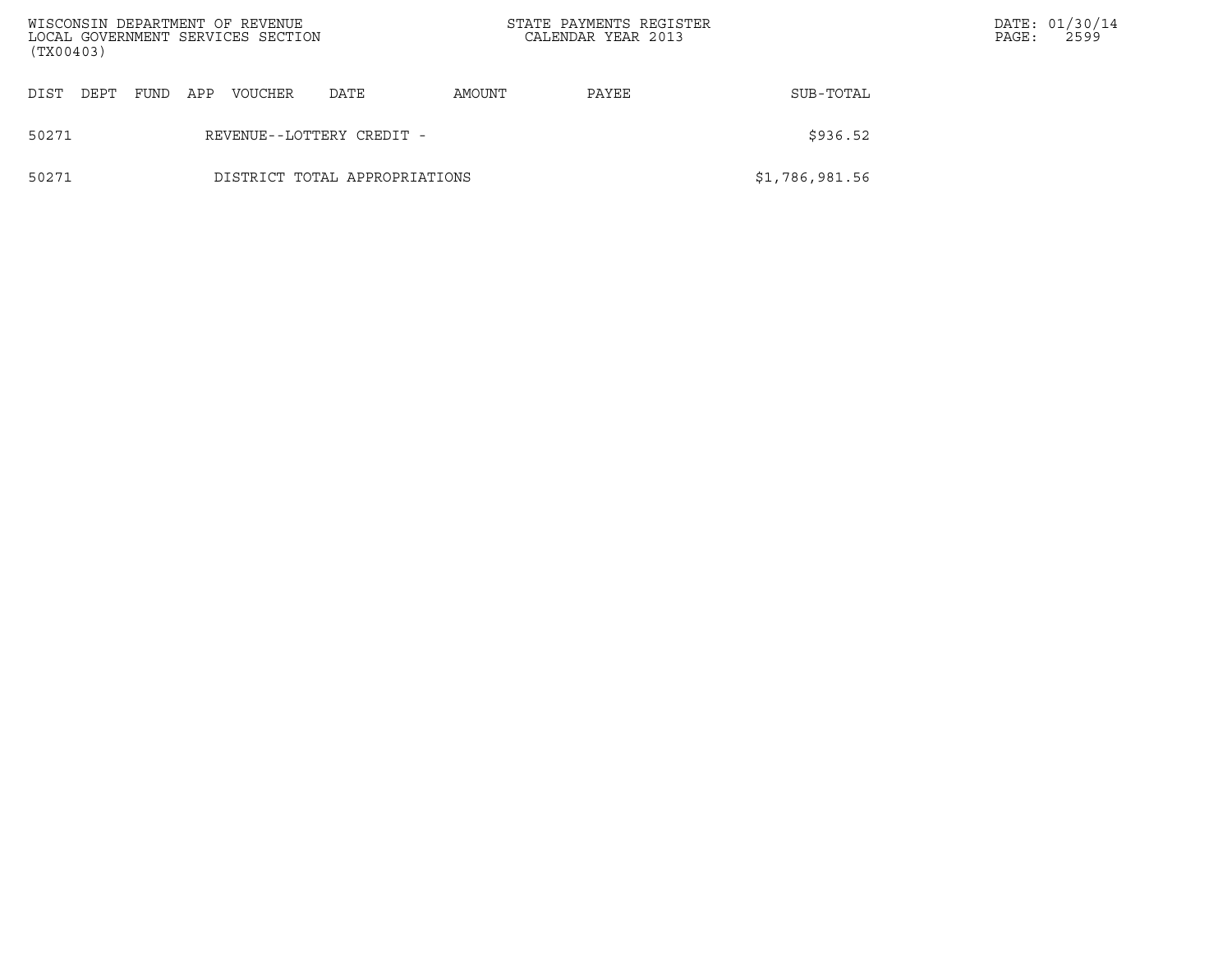| DIST | DEPT | FUND | APP | VOUCHER | DATE | AMOUNT | PAYEE | SUB-TOTAL |
|---|---|---|---|---|---|---|---|---|
| 50271 | | | | REVENUE--LOTTERY CREDIT - | | | | $936.52 |
| 50271 | | | | DISTRICT TOTAL APPROPRIATIONS | | | | $1,786,981.56 |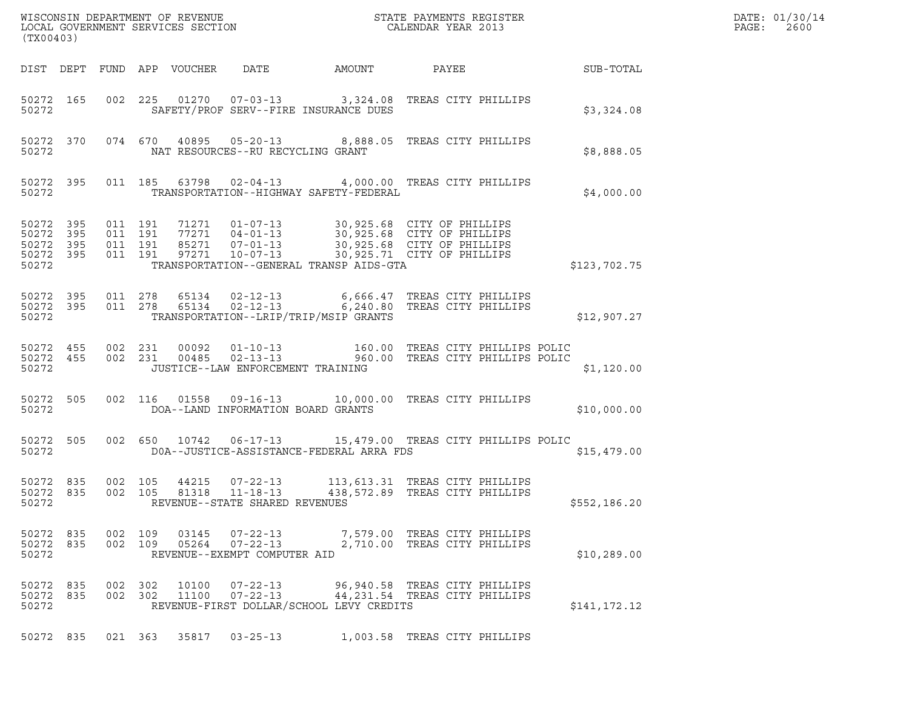WISCONSIN DEPARTMENT OF REVENUE
LOCAL GOVERNMENT SERVICES SECTION
(TX00403)

STATE PAYMENTS REGISTER
CALENDAR YEAR 2013

DATE: 01/30/14
PAGE: 2600

| DIST | DEPT | FUND | APP | VOUCHER | DATE | AMOUNT | PAYEE | SUB-TOTAL |
|---|---|---|---|---|---|---|---|---|
| 50272 | 165 | 002 | 225 | 01270 | 07-03-13 | 3,324.08 | TREAS CITY PHILLIPS | |
| 50272 | | | | | SAFETY/PROF SERV--FIRE INSURANCE DUES | | | $3,324.08 |
| 50272 | 370 | 074 | 670 | 40895 | 05-20-13 | 8,888.05 | TREAS CITY PHILLIPS | |
| 50272 | | | | | NAT RESOURCES--RU RECYCLING GRANT | | | $8,888.05 |
| 50272 | 395 | 011 | 185 | 63798 | 02-04-13 | 4,000.00 | TREAS CITY PHILLIPS | |
| 50272 | | | | | TRANSPORTATION--HIGHWAY SAFETY-FEDERAL | | | $4,000.00 |
| 50272 | 395 | 011 | 191 | 71271 | 01-07-13 | 30,925.68 | CITY OF PHILLIPS | |
| 50272 | 395 | 011 | 191 | 77271 | 04-01-13 | 30,925.68 | CITY OF PHILLIPS | |
| 50272 | 395 | 011 | 191 | 85271 | 07-01-13 | 30,925.68 | CITY OF PHILLIPS | |
| 50272 | 395 | 011 | 191 | 97271 | 10-07-13 | 30,925.71 | CITY OF PHILLIPS | |
| 50272 | | | | | TRANSPORTATION--GENERAL TRANSP AIDS-GTA | | | $123,702.75 |
| 50272 | 395 | 011 | 278 | 65134 | 02-12-13 | 6,666.47 | TREAS CITY PHILLIPS | |
| 50272 | 395 | 011 | 278 | 65134 | 02-12-13 | 6,240.80 | TREAS CITY PHILLIPS | |
| 50272 | | | | | TRANSPORTATION--LRIP/TRIP/MSIP GRANTS | | | $12,907.27 |
| 50272 | 455 | 002 | 231 | 00092 | 01-10-13 | 160.00 | TREAS CITY PHILLIPS POLIC | |
| 50272 | 455 | 002 | 231 | 00485 | 02-13-13 | 960.00 | TREAS CITY PHILLIPS POLIC | |
| 50272 | | | | | JUSTICE--LAW ENFORCEMENT TRAINING | | | $1,120.00 |
| 50272 | 505 | 002 | 116 | 01558 | 09-16-13 | 10,000.00 | TREAS CITY PHILLIPS | |
| 50272 | | | | | DOA--LAND INFORMATION BOARD GRANTS | | | $10,000.00 |
| 50272 | 505 | 002 | 650 | 10742 | 06-17-13 | 15,479.00 | TREAS CITY PHILLIPS POLIC | |
| 50272 | | | | | DOA--JUSTICE-ASSISTANCE-FEDERAL ARRA FDS | | | $15,479.00 |
| 50272 | 835 | 002 | 105 | 44215 | 07-22-13 | 113,613.31 | TREAS CITY PHILLIPS | |
| 50272 | 835 | 002 | 105 | 81318 | 11-18-13 | 438,572.89 | TREAS CITY PHILLIPS | |
| 50272 | | | | | REVENUE--STATE SHARED REVENUES | | | $552,186.20 |
| 50272 | 835 | 002 | 109 | 03145 | 07-22-13 | 7,579.00 | TREAS CITY PHILLIPS | |
| 50272 | 835 | 002 | 109 | 05264 | 07-22-13 | 2,710.00 | TREAS CITY PHILLIPS | |
| 50272 | | | | | REVENUE--EXEMPT COMPUTER AID | | | $10,289.00 |
| 50272 | 835 | 002 | 302 | 10100 | 07-22-13 | 96,940.58 | TREAS CITY PHILLIPS | |
| 50272 | 835 | 002 | 302 | 11100 | 07-22-13 | 44,231.54 | TREAS CITY PHILLIPS | |
| 50272 | | | | | REVENUE-FIRST DOLLAR/SCHOOL LEVY CREDITS | | | $141,172.12 |
| 50272 | 835 | 021 | 363 | 35817 | 03-25-13 | 1,003.58 | TREAS CITY PHILLIPS | |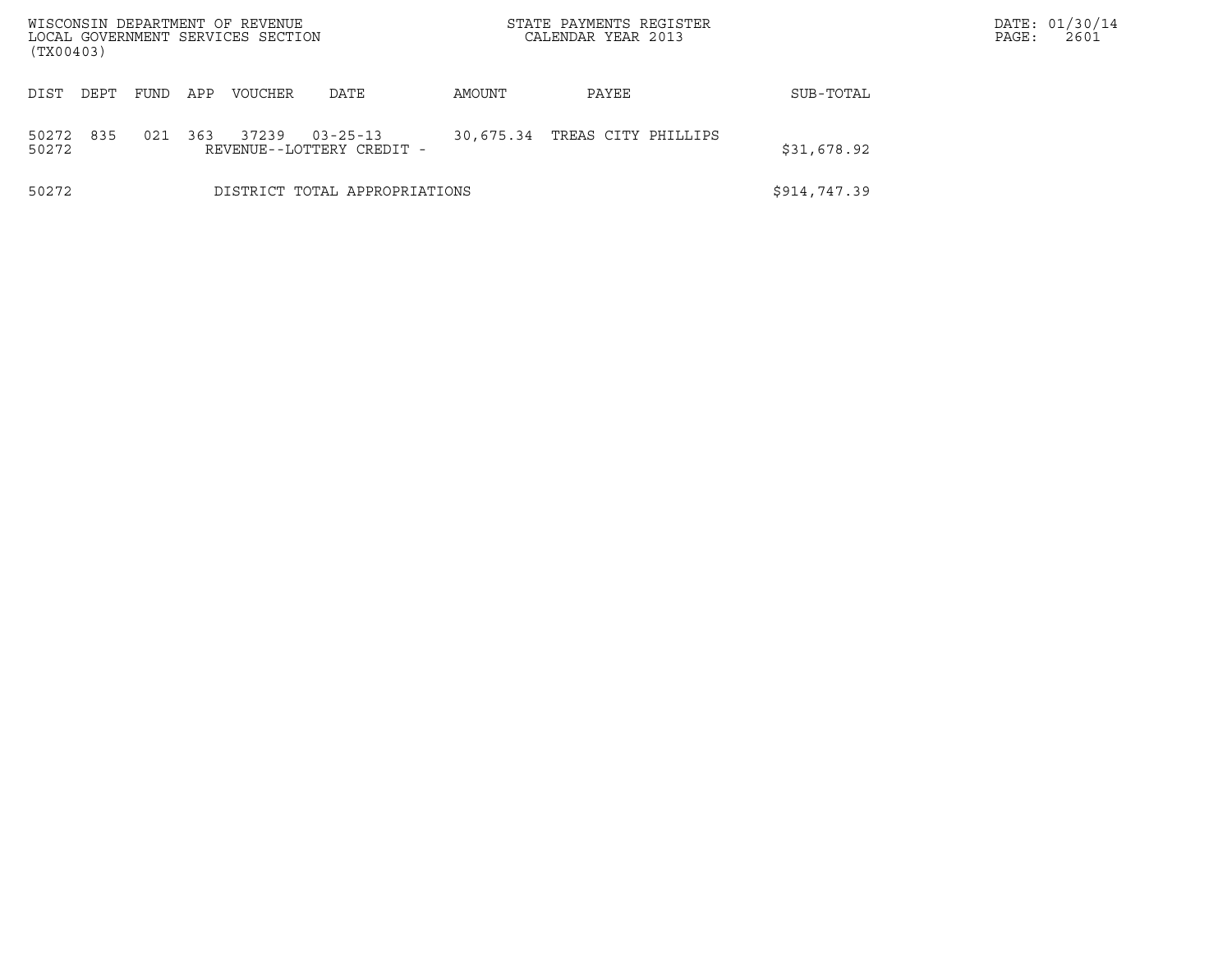WISCONSIN DEPARTMENT OF REVENUE
LOCAL GOVERNMENT SERVICES SECTION
(TX00403)

STATE PAYMENTS REGISTER
CALENDAR YEAR 2013

DATE: 01/30/14
PAGE: 2601

| DIST | DEPT | FUND | APP | VOUCHER | DATE | AMOUNT | PAYEE | SUB-TOTAL |
|---|---|---|---|---|---|---|---|---|
| 50272 | 835 | 021 | 363 | 37239 | 03-25-13 | 30,675.34 | TREAS CITY PHILLIPS | |
| 50272 | | | | REVENUE--LOTTERY CREDIT - | | | | $31,678.92 |
| 50272 | | | | DISTRICT TOTAL APPROPRIATIONS | | | | $914,747.39 |